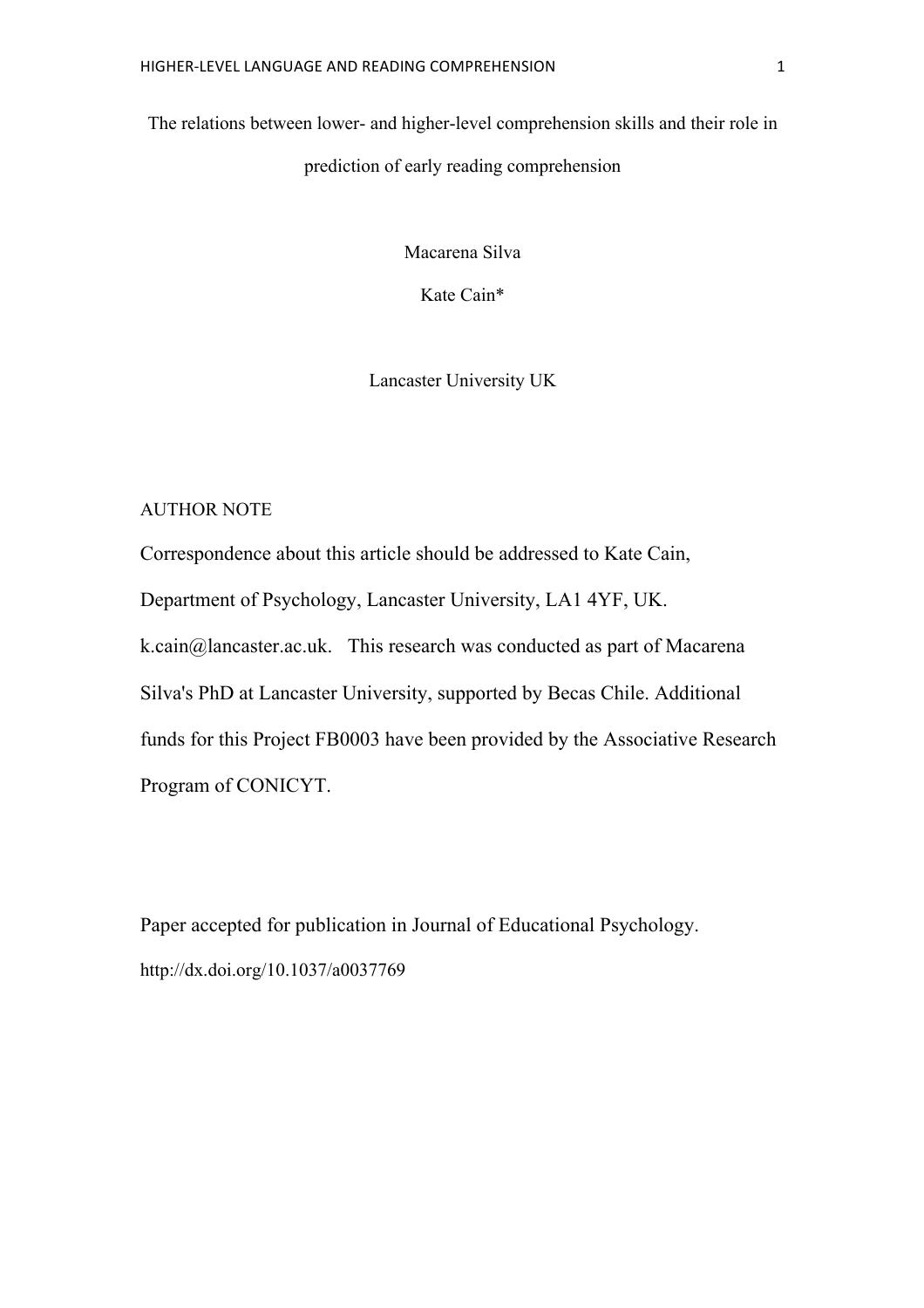# The relations between lower- and higher-level comprehension skills and their role in prediction of early reading comprehension

Macarena Silva

Kate Cain*

Lancaster University UK

AUTHOR NOTE

Correspondence about this article should be addressed to Kate Cain, Department of Psychology, Lancaster University, LA1 4YF, UK. k.cain@lancaster.ac.uk. This research was conducted as part of Macarena Silva's PhD at Lancaster University, supported by Becas Chile. Additional funds for this Project FB0003 have been provided by the Associative Research Program of CONICYT.

Paper accepted for publication in Journal of Educational Psychology.
http://dx.doi.org/10.1037/a0037769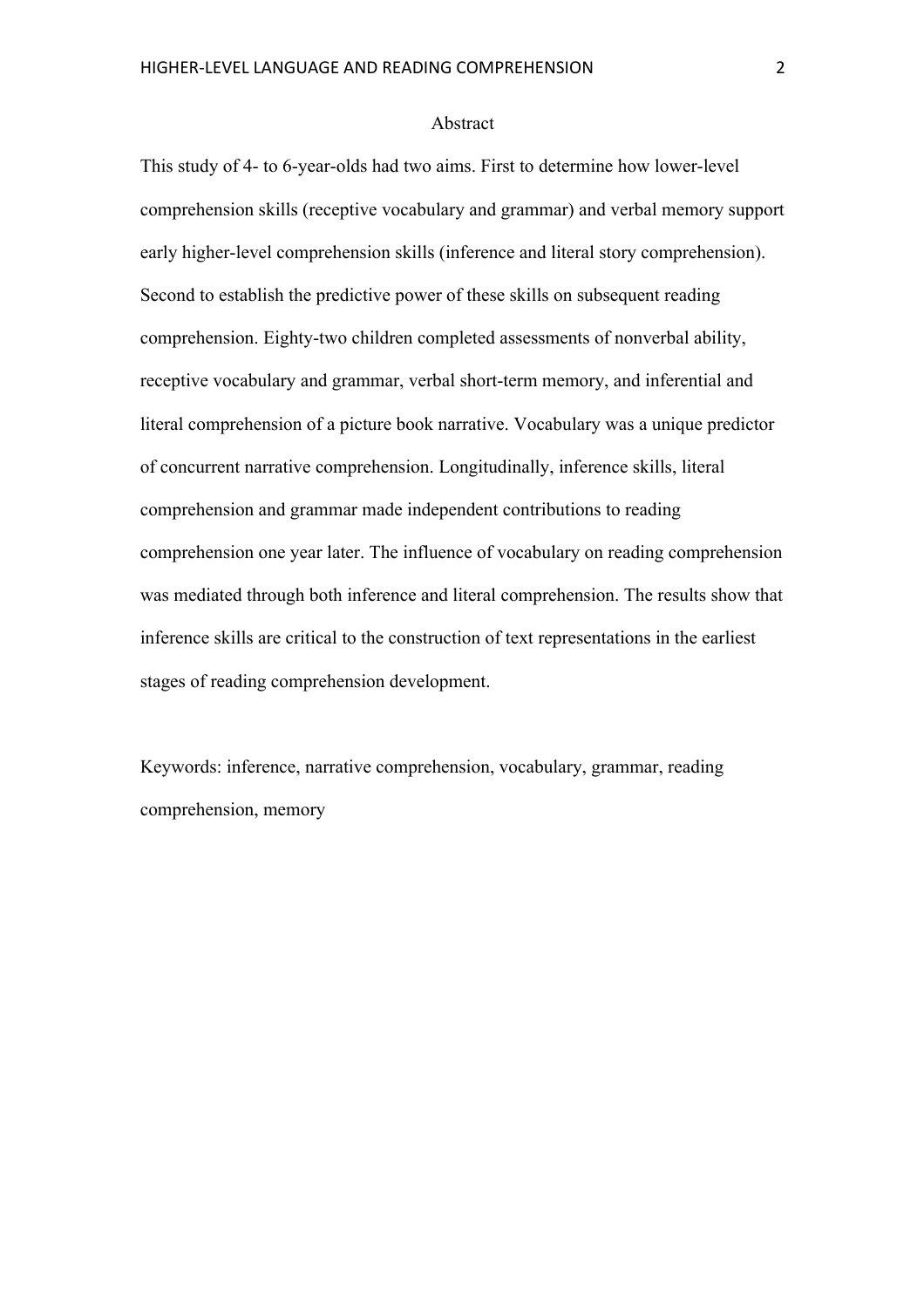## Abstract

This study of 4- to 6-year-olds had two aims. First to determine how lower-level comprehension skills (receptive vocabulary and grammar) and verbal memory support early higher-level comprehension skills (inference and literal story comprehension). Second to establish the predictive power of these skills on subsequent reading comprehension. Eighty-two children completed assessments of nonverbal ability, receptive vocabulary and grammar, verbal short-term memory, and inferential and literal comprehension of a picture book narrative. Vocabulary was a unique predictor of concurrent narrative comprehension. Longitudinally, inference skills, literal comprehension and grammar made independent contributions to reading comprehension one year later. The influence of vocabulary on reading comprehension was mediated through both inference and literal comprehension. The results show that inference skills are critical to the construction of text representations in the earliest stages of reading comprehension development.

Keywords: inference, narrative comprehension, vocabulary, grammar, reading comprehension, memory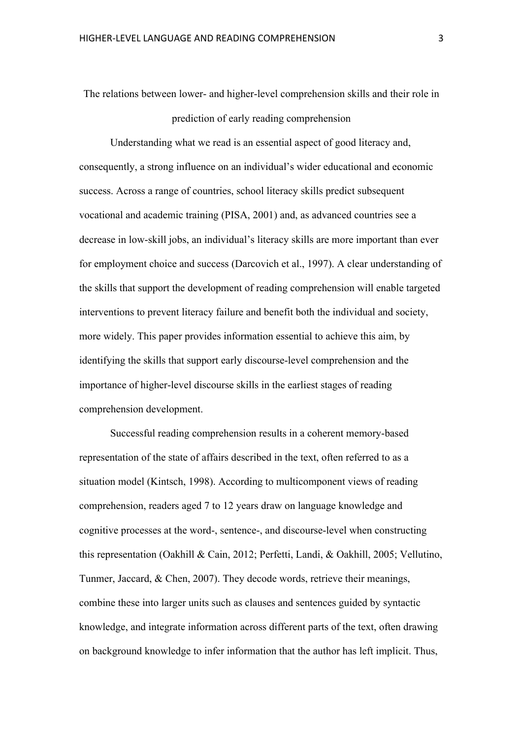# The relations between lower- and higher-level comprehension skills and their role in prediction of early reading comprehension

Understanding what we read is an essential aspect of good literacy and, consequently, a strong influence on an individual's wider educational and economic success. Across a range of countries, school literacy skills predict subsequent vocational and academic training (PISA, 2001) and, as advanced countries see a decrease in low-skill jobs, an individual's literacy skills are more important than ever for employment choice and success (Darcovich et al., 1997). A clear understanding of the skills that support the development of reading comprehension will enable targeted interventions to prevent literacy failure and benefit both the individual and society, more widely. This paper provides information essential to achieve this aim, by identifying the skills that support early discourse-level comprehension and the importance of higher-level discourse skills in the earliest stages of reading comprehension development.

Successful reading comprehension results in a coherent memory-based representation of the state of affairs described in the text, often referred to as a situation model (Kintsch, 1998). According to multicomponent views of reading comprehension, readers aged 7 to 12 years draw on language knowledge and cognitive processes at the word-, sentence-, and discourse-level when constructing this representation (Oakhill & Cain, 2012; Perfetti, Landi, & Oakhill, 2005; Vellutino, Tunmer, Jaccard, & Chen, 2007). They decode words, retrieve their meanings, combine these into larger units such as clauses and sentences guided by syntactic knowledge, and integrate information across different parts of the text, often drawing on background knowledge to infer information that the author has left implicit. Thus,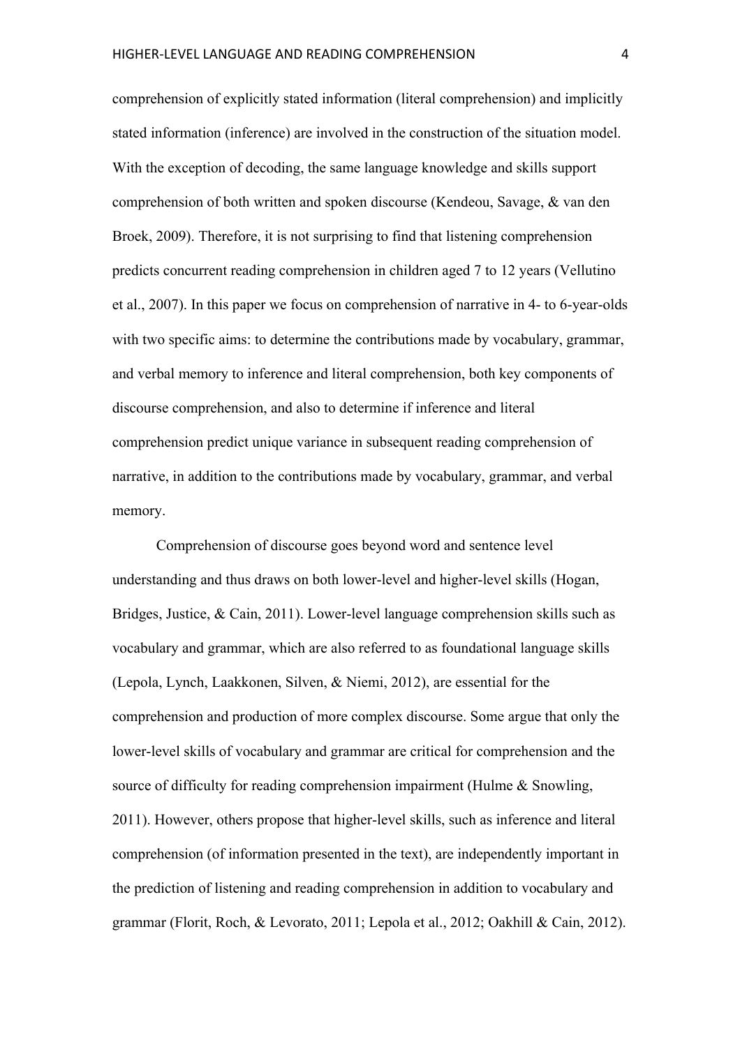comprehension of explicitly stated information (literal comprehension) and implicitly stated information (inference) are involved in the construction of the situation model. With the exception of decoding, the same language knowledge and skills support comprehension of both written and spoken discourse (Kendeou, Savage, & van den Broek, 2009). Therefore, it is not surprising to find that listening comprehension predicts concurrent reading comprehension in children aged 7 to 12 years (Vellutino et al., 2007). In this paper we focus on comprehension of narrative in 4- to 6-year-olds with two specific aims: to determine the contributions made by vocabulary, grammar, and verbal memory to inference and literal comprehension, both key components of discourse comprehension, and also to determine if inference and literal comprehension predict unique variance in subsequent reading comprehension of narrative, in addition to the contributions made by vocabulary, grammar, and verbal memory.

Comprehension of discourse goes beyond word and sentence level understanding and thus draws on both lower-level and higher-level skills (Hogan, Bridges, Justice, & Cain, 2011). Lower-level language comprehension skills such as vocabulary and grammar, which are also referred to as foundational language skills (Lepola, Lynch, Laakkonen, Silven, & Niemi, 2012), are essential for the comprehension and production of more complex discourse. Some argue that only the lower-level skills of vocabulary and grammar are critical for comprehension and the source of difficulty for reading comprehension impairment (Hulme & Snowling, 2011). However, others propose that higher-level skills, such as inference and literal comprehension (of information presented in the text), are independently important in the prediction of listening and reading comprehension in addition to vocabulary and grammar (Florit, Roch, & Levorato, 2011; Lepola et al., 2012; Oakhill & Cain, 2012).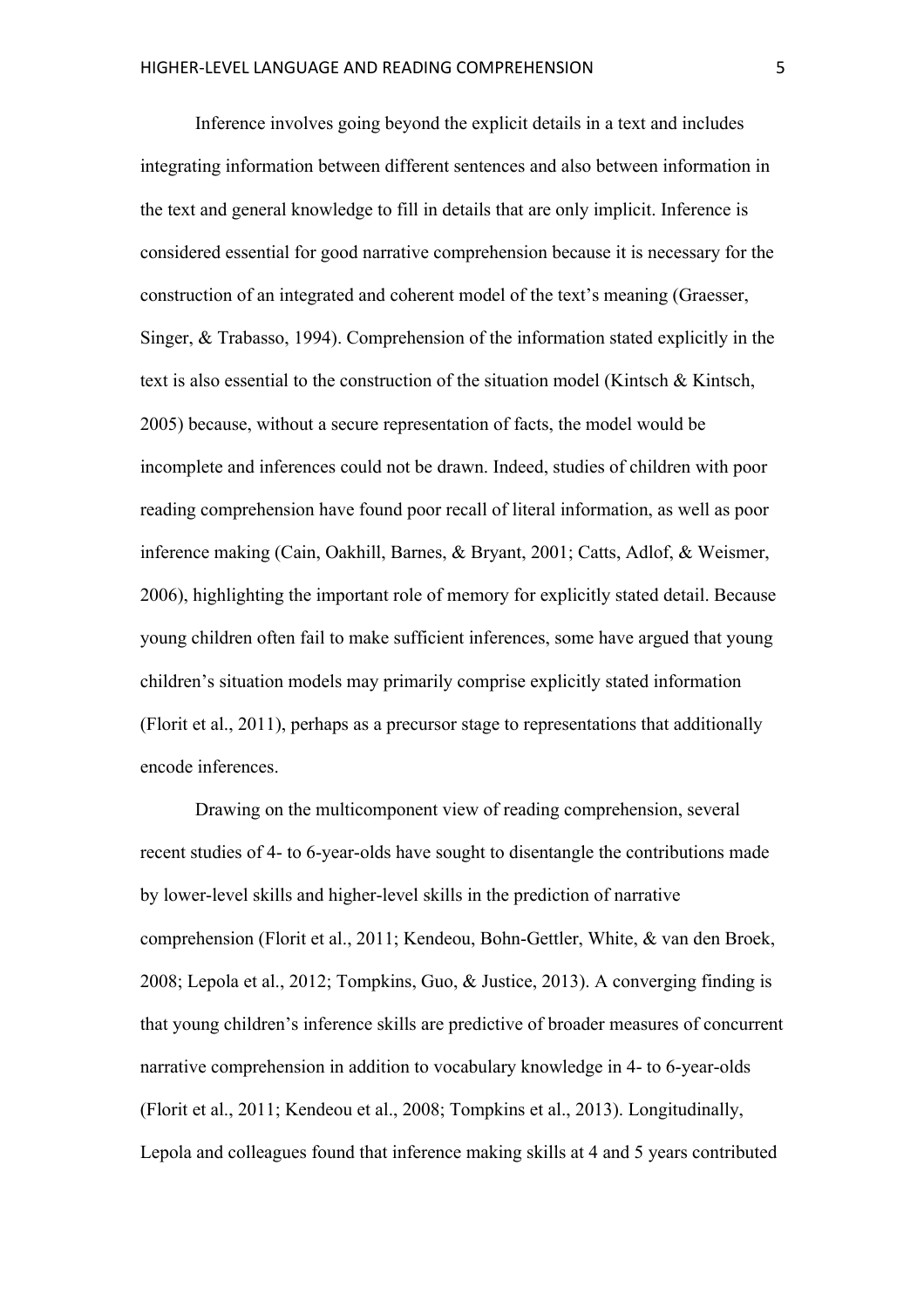Inference involves going beyond the explicit details in a text and includes integrating information between different sentences and also between information in the text and general knowledge to fill in details that are only implicit. Inference is considered essential for good narrative comprehension because it is necessary for the construction of an integrated and coherent model of the text's meaning (Graesser, Singer, & Trabasso, 1994). Comprehension of the information stated explicitly in the text is also essential to the construction of the situation model (Kintsch & Kintsch, 2005) because, without a secure representation of facts, the model would be incomplete and inferences could not be drawn. Indeed, studies of children with poor reading comprehension have found poor recall of literal information, as well as poor inference making (Cain, Oakhill, Barnes, & Bryant, 2001; Catts, Adlof, & Weismer, 2006), highlighting the important role of memory for explicitly stated detail. Because young children often fail to make sufficient inferences, some have argued that young children's situation models may primarily comprise explicitly stated information (Florit et al., 2011), perhaps as a precursor stage to representations that additionally encode inferences.

Drawing on the multicomponent view of reading comprehension, several recent studies of 4- to 6-year-olds have sought to disentangle the contributions made by lower-level skills and higher-level skills in the prediction of narrative comprehension (Florit et al., 2011; Kendeou, Bohn-Gettler, White, & van den Broek, 2008; Lepola et al., 2012; Tompkins, Guo, & Justice, 2013). A converging finding is that young children's inference skills are predictive of broader measures of concurrent narrative comprehension in addition to vocabulary knowledge in 4- to 6-year-olds (Florit et al., 2011; Kendeou et al., 2008; Tompkins et al., 2013). Longitudinally, Lepola and colleagues found that inference making skills at 4 and 5 years contributed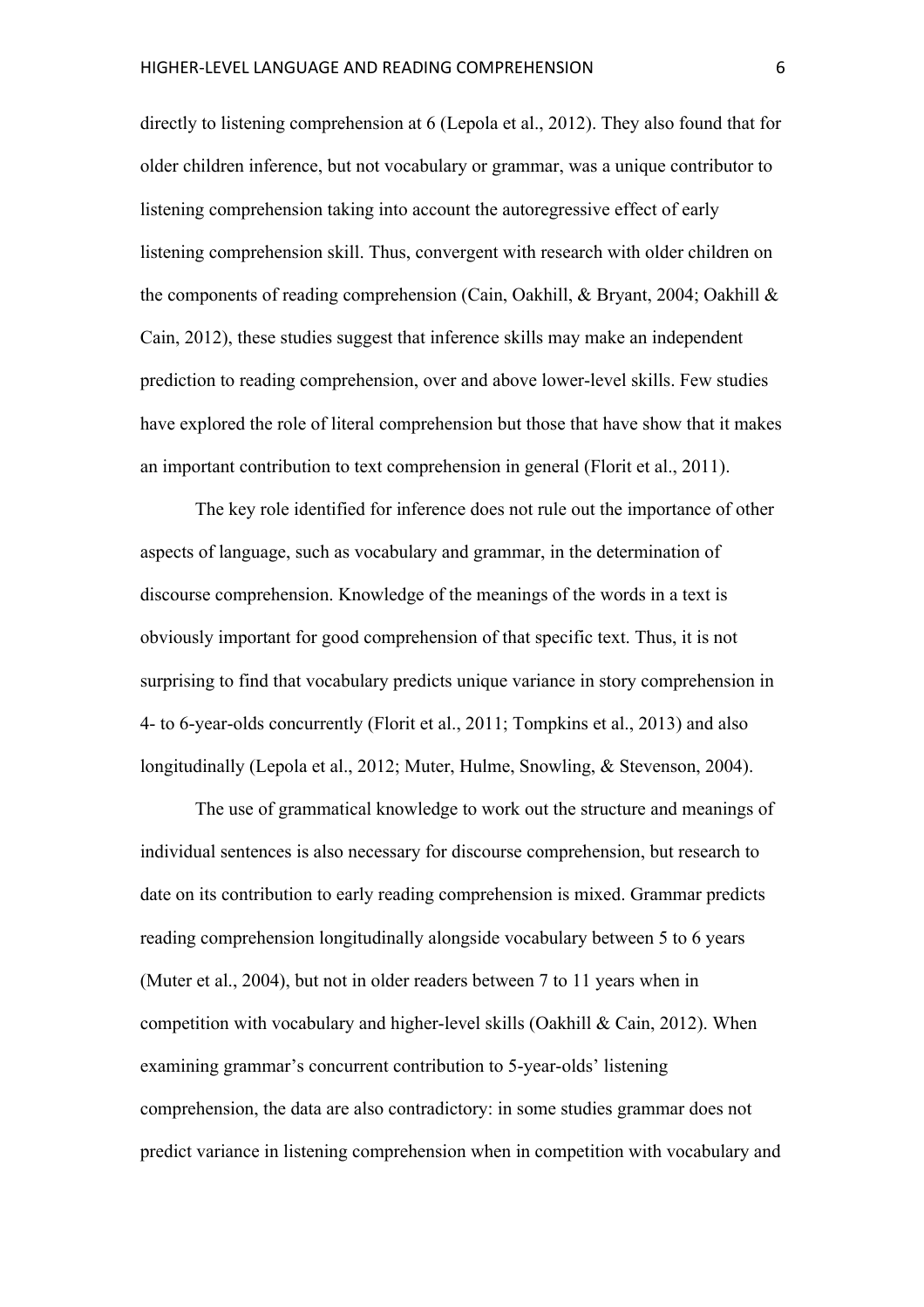directly to listening comprehension at 6 (Lepola et al., 2012). They also found that for older children inference, but not vocabulary or grammar, was a unique contributor to listening comprehension taking into account the autoregressive effect of early listening comprehension skill. Thus, convergent with research with older children on the components of reading comprehension (Cain, Oakhill, & Bryant, 2004; Oakhill & Cain, 2012), these studies suggest that inference skills may make an independent prediction to reading comprehension, over and above lower-level skills. Few studies have explored the role of literal comprehension but those that have show that it makes an important contribution to text comprehension in general (Florit et al., 2011).

The key role identified for inference does not rule out the importance of other aspects of language, such as vocabulary and grammar, in the determination of discourse comprehension. Knowledge of the meanings of the words in a text is obviously important for good comprehension of that specific text. Thus, it is not surprising to find that vocabulary predicts unique variance in story comprehension in 4- to 6-year-olds concurrently (Florit et al., 2011; Tompkins et al., 2013) and also longitudinally (Lepola et al., 2012; Muter, Hulme, Snowling, & Stevenson, 2004).

The use of grammatical knowledge to work out the structure and meanings of individual sentences is also necessary for discourse comprehension, but research to date on its contribution to early reading comprehension is mixed. Grammar predicts reading comprehension longitudinally alongside vocabulary between 5 to 6 years (Muter et al., 2004), but not in older readers between 7 to 11 years when in competition with vocabulary and higher-level skills (Oakhill & Cain, 2012). When examining grammar's concurrent contribution to 5-year-olds' listening comprehension, the data are also contradictory: in some studies grammar does not predict variance in listening comprehension when in competition with vocabulary and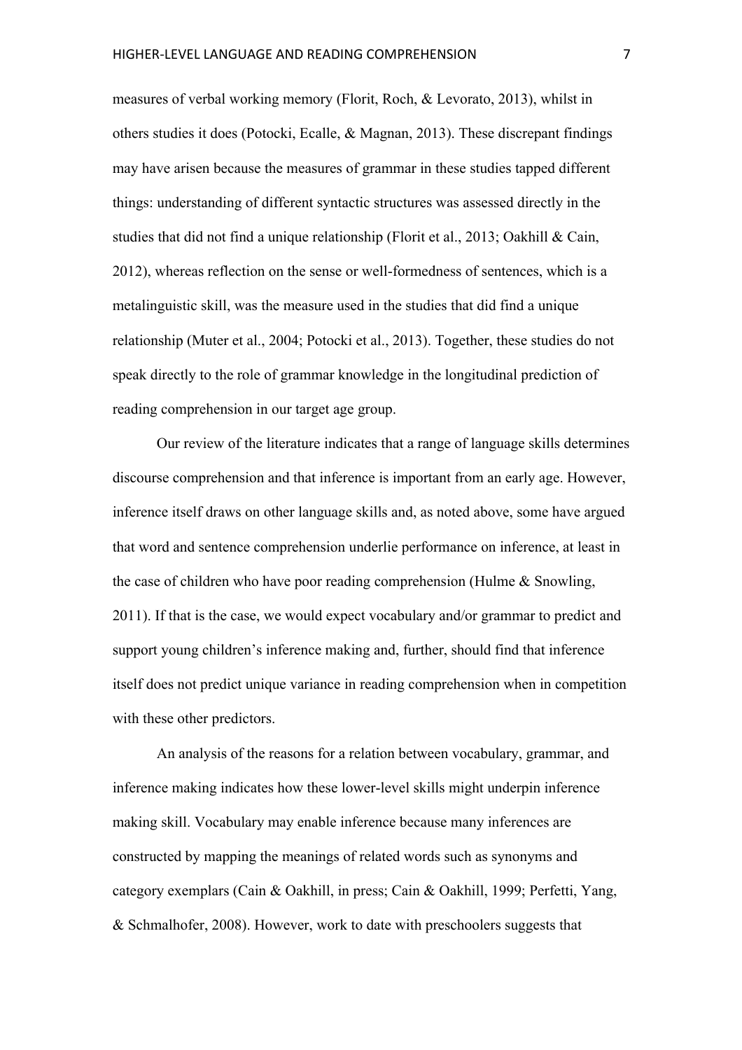measures of verbal working memory (Florit, Roch, & Levorato, 2013), whilst in others studies it does (Potocki, Ecalle, & Magnan, 2013). These discrepant findings may have arisen because the measures of grammar in these studies tapped different things: understanding of different syntactic structures was assessed directly in the studies that did not find a unique relationship (Florit et al., 2013; Oakhill & Cain, 2012), whereas reflection on the sense or well-formedness of sentences, which is a metalinguistic skill, was the measure used in the studies that did find a unique relationship (Muter et al., 2004; Potocki et al., 2013). Together, these studies do not speak directly to the role of grammar knowledge in the longitudinal prediction of reading comprehension in our target age group.

Our review of the literature indicates that a range of language skills determines discourse comprehension and that inference is important from an early age. However, inference itself draws on other language skills and, as noted above, some have argued that word and sentence comprehension underlie performance on inference, at least in the case of children who have poor reading comprehension (Hulme & Snowling, 2011). If that is the case, we would expect vocabulary and/or grammar to predict and support young children's inference making and, further, should find that inference itself does not predict unique variance in reading comprehension when in competition with these other predictors.

An analysis of the reasons for a relation between vocabulary, grammar, and inference making indicates how these lower-level skills might underpin inference making skill. Vocabulary may enable inference because many inferences are constructed by mapping the meanings of related words such as synonyms and category exemplars (Cain & Oakhill, in press; Cain & Oakhill, 1999; Perfetti, Yang, & Schmalhofer, 2008). However, work to date with preschoolers suggests that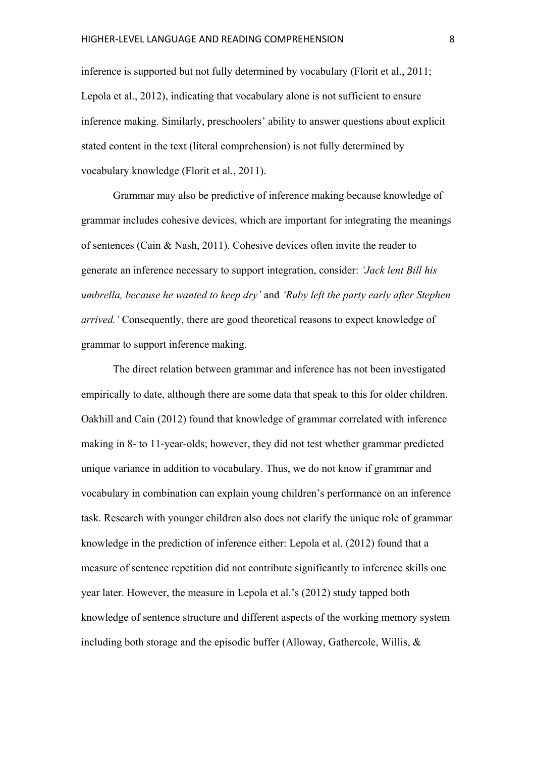inference is supported but not fully determined by vocabulary (Florit et al., 2011; Lepola et al., 2012), indicating that vocabulary alone is not sufficient to ensure inference making. Similarly, preschoolers' ability to answer questions about explicit stated content in the text (literal comprehension) is not fully determined by vocabulary knowledge (Florit et al., 2011).

Grammar may also be predictive of inference making because knowledge of grammar includes cohesive devices, which are important for integrating the meanings of sentences (Cain & Nash, 2011). Cohesive devices often invite the reader to generate an inference necessary to support integration, consider: *'Jack lent Bill his umbrella, <u>because he</u> wanted to keep dry'* and *'Ruby left the party early <u>after</u> Stephen arrived.'* Consequently, there are good theoretical reasons to expect knowledge of grammar to support inference making.

The direct relation between grammar and inference has not been investigated empirically to date, although there are some data that speak to this for older children. Oakhill and Cain (2012) found that knowledge of grammar correlated with inference making in 8- to 11-year-olds; however, they did not test whether grammar predicted unique variance in addition to vocabulary. Thus, we do not know if grammar and vocabulary in combination can explain young children's performance on an inference task. Research with younger children also does not clarify the unique role of grammar knowledge in the prediction of inference either: Lepola et al. (2012) found that a measure of sentence repetition did not contribute significantly to inference skills one year later. However, the measure in Lepola et al.'s (2012) study tapped both knowledge of sentence structure and different aspects of the working memory system including both storage and the episodic buffer (Alloway, Gathercole, Willis, &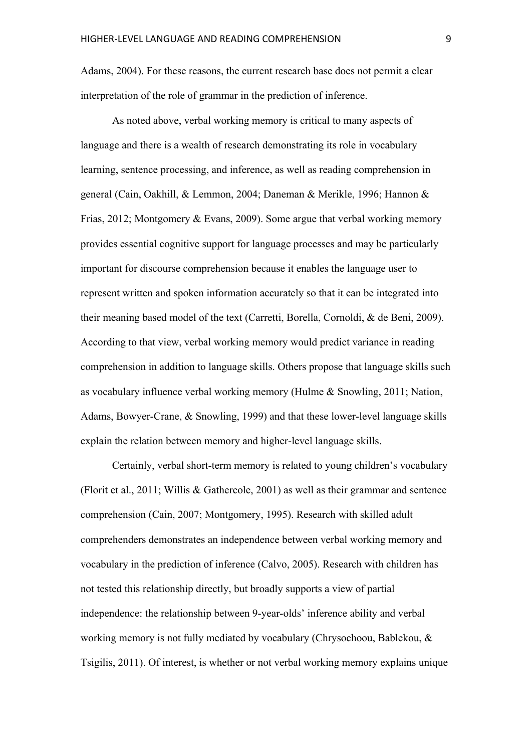Adams, 2004). For these reasons, the current research base does not permit a clear interpretation of the role of grammar in the prediction of inference.

As noted above, verbal working memory is critical to many aspects of language and there is a wealth of research demonstrating its role in vocabulary learning, sentence processing, and inference, as well as reading comprehension in general (Cain, Oakhill, & Lemmon, 2004; Daneman & Merikle, 1996; Hannon & Frias, 2012; Montgomery & Evans, 2009). Some argue that verbal working memory provides essential cognitive support for language processes and may be particularly important for discourse comprehension because it enables the language user to represent written and spoken information accurately so that it can be integrated into their meaning based model of the text (Carretti, Borella, Cornoldi, & de Beni, 2009). According to that view, verbal working memory would predict variance in reading comprehension in addition to language skills. Others propose that language skills such as vocabulary influence verbal working memory (Hulme & Snowling, 2011; Nation, Adams, Bowyer-Crane, & Snowling, 1999) and that these lower-level language skills explain the relation between memory and higher-level language skills.

Certainly, verbal short-term memory is related to young children's vocabulary (Florit et al., 2011; Willis & Gathercole, 2001) as well as their grammar and sentence comprehension (Cain, 2007; Montgomery, 1995). Research with skilled adult comprehenders demonstrates an independence between verbal working memory and vocabulary in the prediction of inference (Calvo, 2005). Research with children has not tested this relationship directly, but broadly supports a view of partial independence: the relationship between 9-year-olds' inference ability and verbal working memory is not fully mediated by vocabulary (Chrysochoou, Bablekou, & Tsigilis, 2011). Of interest, is whether or not verbal working memory explains unique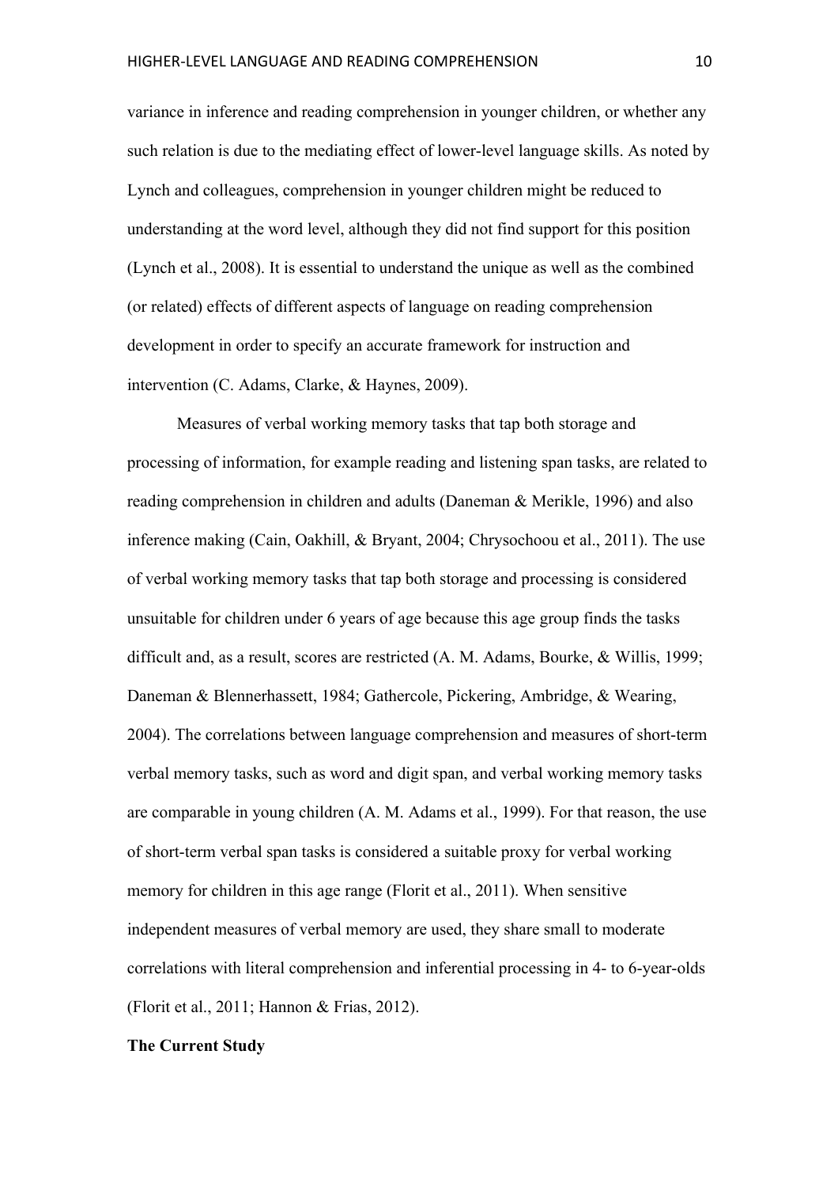variance in inference and reading comprehension in younger children, or whether any such relation is due to the mediating effect of lower-level language skills. As noted by Lynch and colleagues, comprehension in younger children might be reduced to understanding at the word level, although they did not find support for this position (Lynch et al., 2008). It is essential to understand the unique as well as the combined (or related) effects of different aspects of language on reading comprehension development in order to specify an accurate framework for instruction and intervention (C. Adams, Clarke, & Haynes, 2009).

Measures of verbal working memory tasks that tap both storage and processing of information, for example reading and listening span tasks, are related to reading comprehension in children and adults (Daneman & Merikle, 1996) and also inference making (Cain, Oakhill, & Bryant, 2004; Chrysochoou et al., 2011). The use of verbal working memory tasks that tap both storage and processing is considered unsuitable for children under 6 years of age because this age group finds the tasks difficult and, as a result, scores are restricted (A. M. Adams, Bourke, & Willis, 1999; Daneman & Blennerhassett, 1984; Gathercole, Pickering, Ambridge, & Wearing, 2004). The correlations between language comprehension and measures of short-term verbal memory tasks, such as word and digit span, and verbal working memory tasks are comparable in young children (A. M. Adams et al., 1999). For that reason, the use of short-term verbal span tasks is considered a suitable proxy for verbal working memory for children in this age range (Florit et al., 2011). When sensitive independent measures of verbal memory are used, they share small to moderate correlations with literal comprehension and inferential processing in 4- to 6-year-olds (Florit et al., 2011; Hannon & Frias, 2012).

**The Current Study**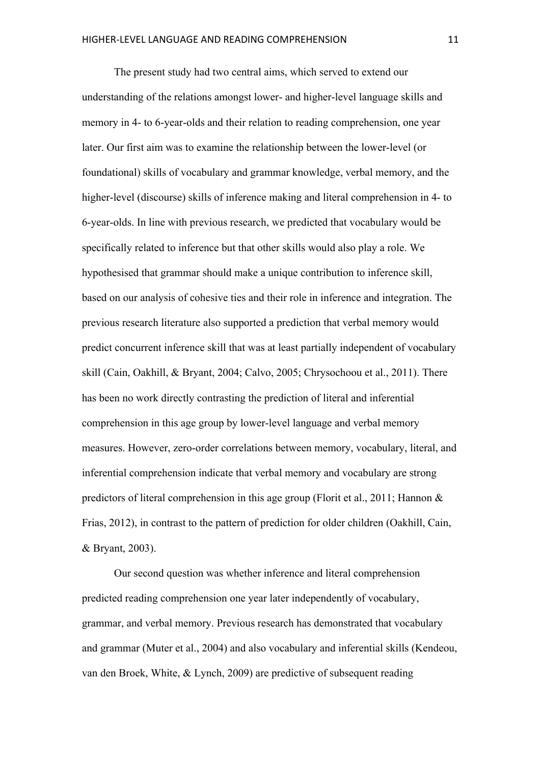The present study had two central aims, which served to extend our understanding of the relations amongst lower- and higher-level language skills and memory in 4- to 6-year-olds and their relation to reading comprehension, one year later. Our first aim was to examine the relationship between the lower-level (or foundational) skills of vocabulary and grammar knowledge, verbal memory, and the higher-level (discourse) skills of inference making and literal comprehension in 4- to 6-year-olds. In line with previous research, we predicted that vocabulary would be specifically related to inference but that other skills would also play a role. We hypothesised that grammar should make a unique contribution to inference skill, based on our analysis of cohesive ties and their role in inference and integration. The previous research literature also supported a prediction that verbal memory would predict concurrent inference skill that was at least partially independent of vocabulary skill (Cain, Oakhill, & Bryant, 2004; Calvo, 2005; Chrysochoou et al., 2011). There has been no work directly contrasting the prediction of literal and inferential comprehension in this age group by lower-level language and verbal memory measures. However, zero-order correlations between memory, vocabulary, literal, and inferential comprehension indicate that verbal memory and vocabulary are strong predictors of literal comprehension in this age group (Florit et al., 2011; Hannon & Frias, 2012), in contrast to the pattern of prediction for older children (Oakhill, Cain, & Bryant, 2003).

Our second question was whether inference and literal comprehension predicted reading comprehension one year later independently of vocabulary, grammar, and verbal memory. Previous research has demonstrated that vocabulary and grammar (Muter et al., 2004) and also vocabulary and inferential skills (Kendeou, van den Broek, White, & Lynch, 2009) are predictive of subsequent reading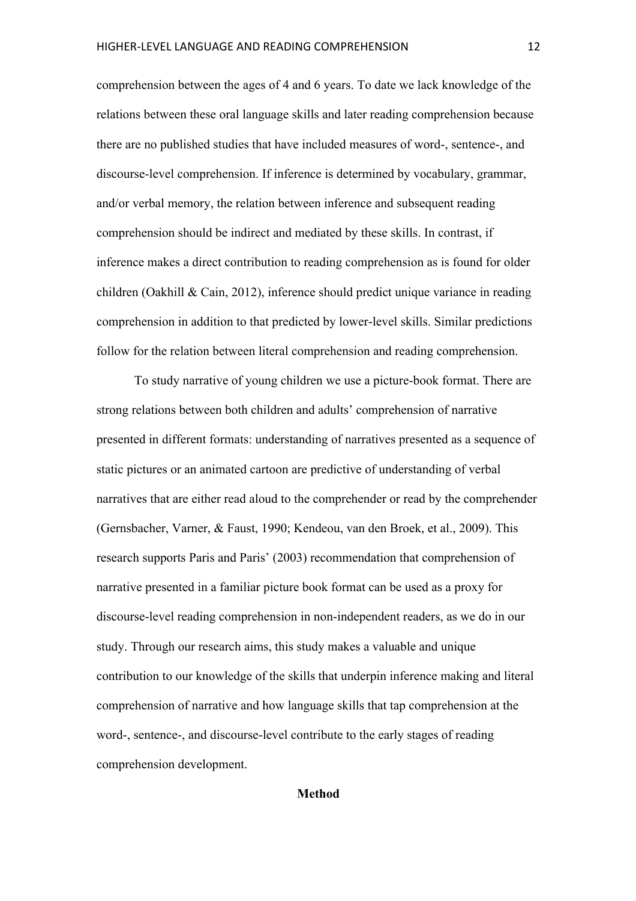comprehension between the ages of 4 and 6 years. To date we lack knowledge of the relations between these oral language skills and later reading comprehension because there are no published studies that have included measures of word-, sentence-, and discourse-level comprehension. If inference is determined by vocabulary, grammar, and/or verbal memory, the relation between inference and subsequent reading comprehension should be indirect and mediated by these skills. In contrast, if inference makes a direct contribution to reading comprehension as is found for older children (Oakhill & Cain, 2012), inference should predict unique variance in reading comprehension in addition to that predicted by lower-level skills. Similar predictions follow for the relation between literal comprehension and reading comprehension.

To study narrative of young children we use a picture-book format. There are strong relations between both children and adults' comprehension of narrative presented in different formats: understanding of narratives presented as a sequence of static pictures or an animated cartoon are predictive of understanding of verbal narratives that are either read aloud to the comprehender or read by the comprehender (Gernsbacher, Varner, & Faust, 1990; Kendeou, van den Broek, et al., 2009). This research supports Paris and Paris' (2003) recommendation that comprehension of narrative presented in a familiar picture book format can be used as a proxy for discourse-level reading comprehension in non-independent readers, as we do in our study. Through our research aims, this study makes a valuable and unique contribution to our knowledge of the skills that underpin inference making and literal comprehension of narrative and how language skills that tap comprehension at the word-, sentence-, and discourse-level contribute to the early stages of reading comprehension development.

## Method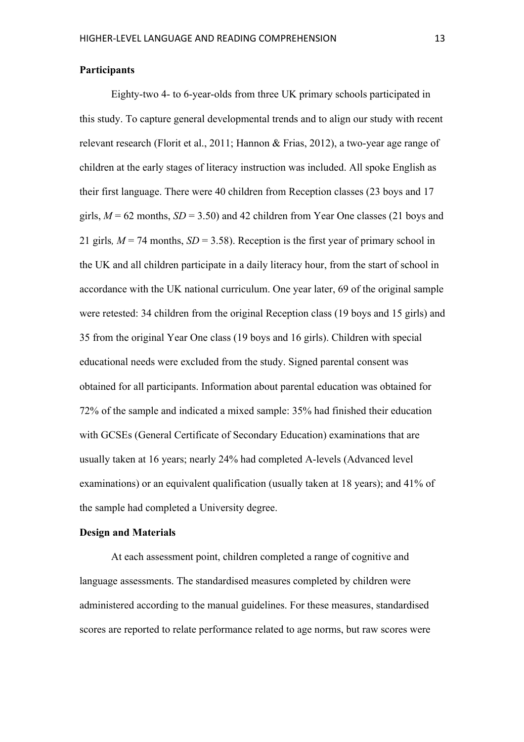**Participants**

Eighty-two 4- to 6-year-olds from three UK primary schools participated in this study. To capture general developmental trends and to align our study with recent relevant research (Florit et al., 2011; Hannon & Frias, 2012), a two-year age range of children at the early stages of literacy instruction was included. All spoke English as their first language. There were 40 children from Reception classes (23 boys and 17 girls, $M = 62$ months, $SD = 3.50$) and 42 children from Year One classes (21 boys and 21 girls, $M = 74$ months, $SD = 3.58$). Reception is the first year of primary school in the UK and all children participate in a daily literacy hour, from the start of school in accordance with the UK national curriculum. One year later, 69 of the original sample were retested: 34 children from the original Reception class (19 boys and 15 girls) and 35 from the original Year One class (19 boys and 16 girls). Children with special educational needs were excluded from the study. Signed parental consent was obtained for all participants. Information about parental education was obtained for 72% of the sample and indicated a mixed sample: 35% had finished their education with GCSEs (General Certificate of Secondary Education) examinations that are usually taken at 16 years; nearly 24% had completed A-levels (Advanced level examinations) or an equivalent qualification (usually taken at 18 years); and 41% of the sample had completed a University degree.

**Design and Materials**

At each assessment point, children completed a range of cognitive and language assessments. The standardised measures completed by children were administered according to the manual guidelines. For these measures, standardised scores are reported to relate performance related to age norms, but raw scores were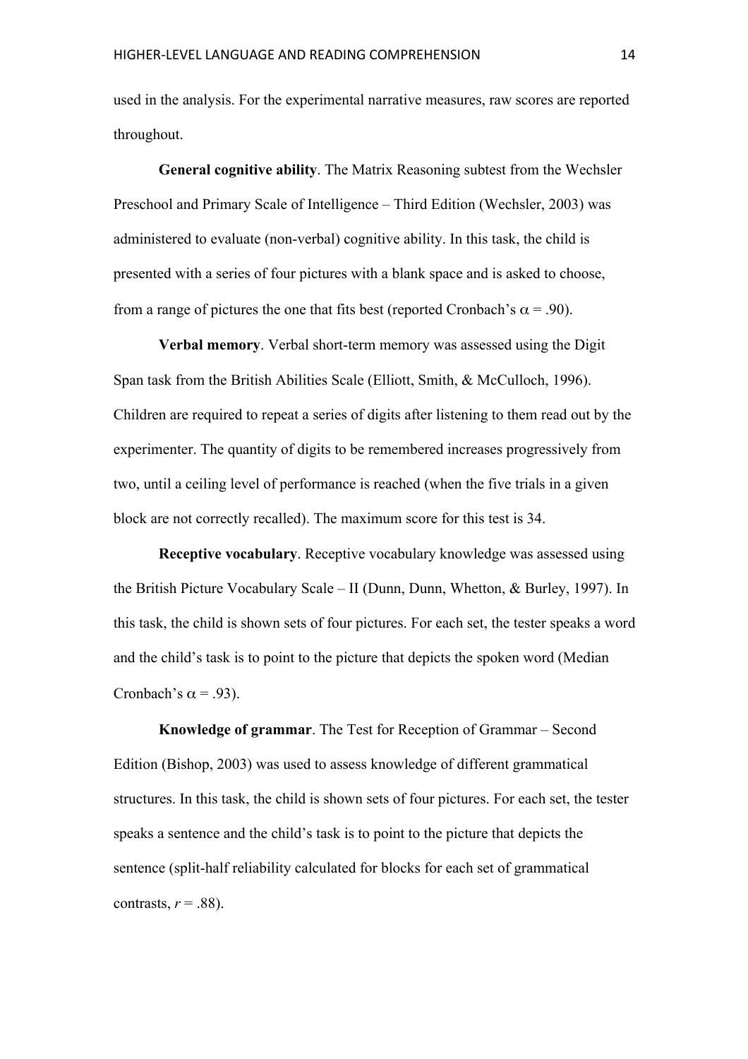used in the analysis. For the experimental narrative measures, raw scores are reported throughout.

**General cognitive ability**. The Matrix Reasoning subtest from the Wechsler Preschool and Primary Scale of Intelligence – Third Edition (Wechsler, 2003) was administered to evaluate (non-verbal) cognitive ability. In this task, the child is presented with a series of four pictures with a blank space and is asked to choose, from a range of pictures the one that fits best (reported Cronbach's $\alpha = .90$).

**Verbal memory**. Verbal short-term memory was assessed using the Digit Span task from the British Abilities Scale (Elliott, Smith, & McCulloch, 1996). Children are required to repeat a series of digits after listening to them read out by the experimenter. The quantity of digits to be remembered increases progressively from two, until a ceiling level of performance is reached (when the five trials in a given block are not correctly recalled). The maximum score for this test is 34.

**Receptive vocabulary**. Receptive vocabulary knowledge was assessed using the British Picture Vocabulary Scale – II (Dunn, Dunn, Whetton, & Burley, 1997). In this task, the child is shown sets of four pictures. For each set, the tester speaks a word and the child's task is to point to the picture that depicts the spoken word (Median Cronbach's $\alpha = .93$).

**Knowledge of grammar**. The Test for Reception of Grammar – Second Edition (Bishop, 2003) was used to assess knowledge of different grammatical structures. In this task, the child is shown sets of four pictures. For each set, the tester speaks a sentence and the child's task is to point to the picture that depicts the sentence (split-half reliability calculated for blocks for each set of grammatical contrasts, $r = .88$).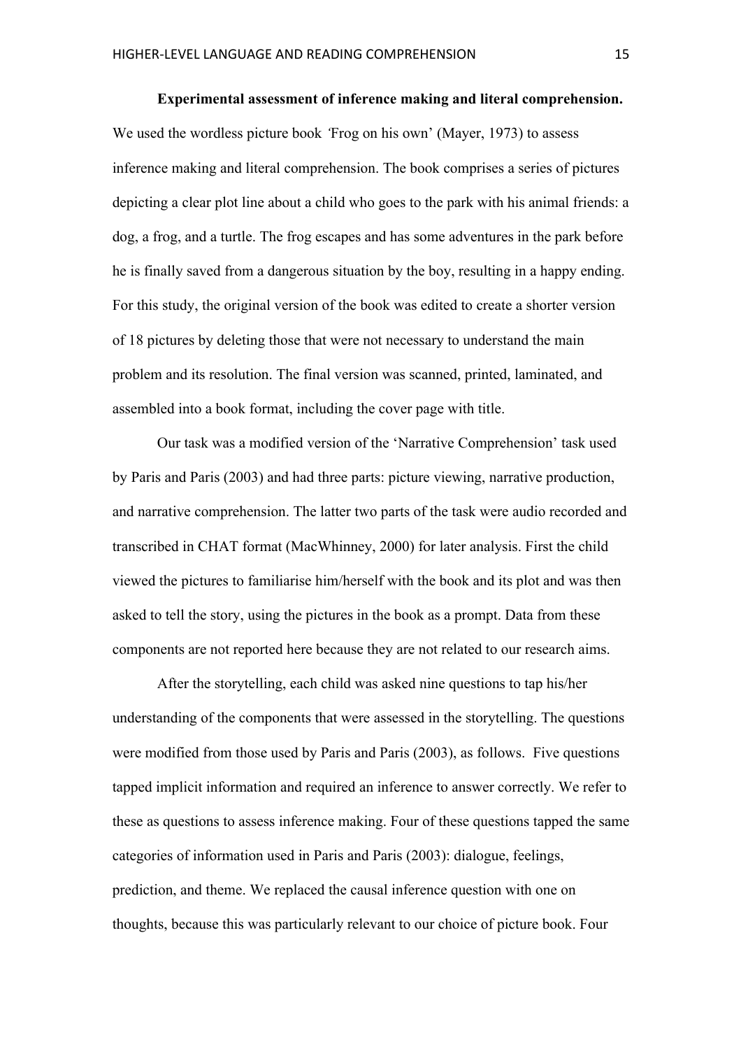**Experimental assessment of inference making and literal comprehension.** We used the wordless picture book *'Frog on his own'* (Mayer, 1973) to assess inference making and literal comprehension. The book comprises a series of pictures depicting a clear plot line about a child who goes to the park with his animal friends: a dog, a frog, and a turtle. The frog escapes and has some adventures in the park before he is finally saved from a dangerous situation by the boy, resulting in a happy ending. For this study, the original version of the book was edited to create a shorter version of 18 pictures by deleting those that were not necessary to understand the main problem and its resolution. The final version was scanned, printed, laminated, and assembled into a book format, including the cover page with title.

Our task was a modified version of the 'Narrative Comprehension' task used by Paris and Paris (2003) and had three parts: picture viewing, narrative production, and narrative comprehension. The latter two parts of the task were audio recorded and transcribed in CHAT format (MacWhinney, 2000) for later analysis. First the child viewed the pictures to familiarise him/herself with the book and its plot and was then asked to tell the story, using the pictures in the book as a prompt. Data from these components are not reported here because they are not related to our research aims.

After the storytelling, each child was asked nine questions to tap his/her understanding of the components that were assessed in the storytelling. The questions were modified from those used by Paris and Paris (2003), as follows. Five questions tapped implicit information and required an inference to answer correctly. We refer to these as questions to assess inference making. Four of these questions tapped the same categories of information used in Paris and Paris (2003): dialogue, feelings, prediction, and theme. We replaced the causal inference question with one on thoughts, because this was particularly relevant to our choice of picture book. Four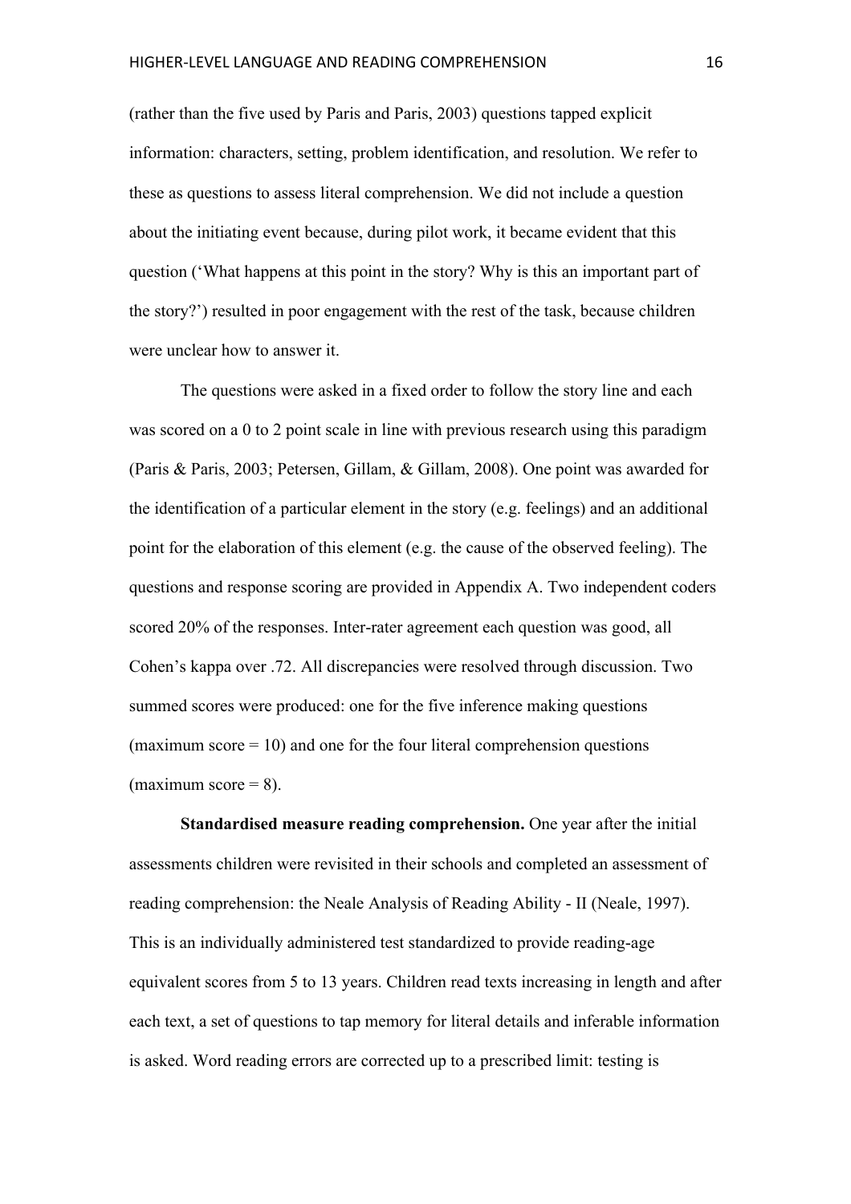(rather than the five used by Paris and Paris, 2003) questions tapped explicit information: characters, setting, problem identification, and resolution. We refer to these as questions to assess literal comprehension. We did not include a question about the initiating event because, during pilot work, it became evident that this question ('What happens at this point in the story? Why is this an important part of the story?') resulted in poor engagement with the rest of the task, because children were unclear how to answer it.

The questions were asked in a fixed order to follow the story line and each was scored on a 0 to 2 point scale in line with previous research using this paradigm (Paris & Paris, 2003; Petersen, Gillam, & Gillam, 2008). One point was awarded for the identification of a particular element in the story (e.g. feelings) and an additional point for the elaboration of this element (e.g. the cause of the observed feeling). The questions and response scoring are provided in Appendix A. Two independent coders scored 20% of the responses. Inter-rater agreement each question was good, all Cohen's kappa over .72. All discrepancies were resolved through discussion. Two summed scores were produced: one for the five inference making questions (maximum score = 10) and one for the four literal comprehension questions (maximum score = 8).

**Standardised measure reading comprehension.** One year after the initial assessments children were revisited in their schools and completed an assessment of reading comprehension: the Neale Analysis of Reading Ability - II (Neale, 1997). This is an individually administered test standardized to provide reading-age equivalent scores from 5 to 13 years. Children read texts increasing in length and after each text, a set of questions to tap memory for literal details and inferable information is asked. Word reading errors are corrected up to a prescribed limit: testing is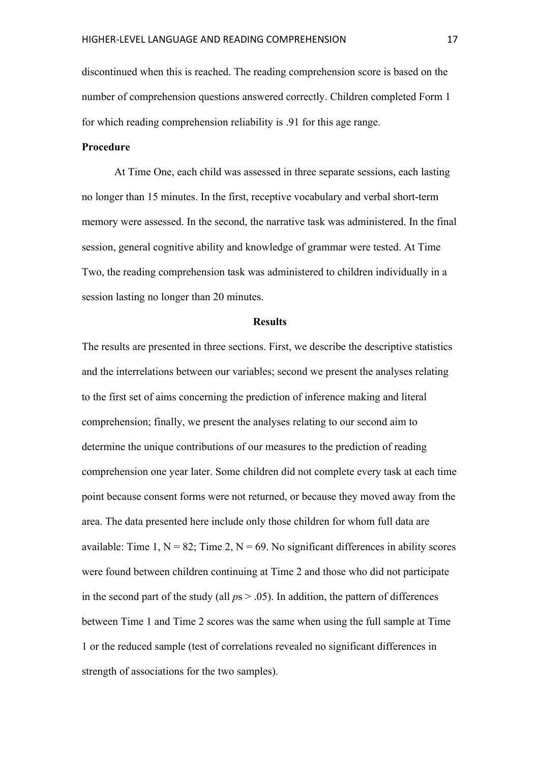discontinued when this is reached. The reading comprehension score is based on the number of comprehension questions answered correctly. Children completed Form 1 for which reading comprehension reliability is .91 for this age range.

**Procedure**

At Time One, each child was assessed in three separate sessions, each lasting no longer than 15 minutes. In the first, receptive vocabulary and verbal short-term memory were assessed. In the second, the narrative task was administered. In the final session, general cognitive ability and knowledge of grammar were tested. At Time Two, the reading comprehension task was administered to children individually in a session lasting no longer than 20 minutes.

## Results

The results are presented in three sections. First, we describe the descriptive statistics and the interrelations between our variables; second we present the analyses relating to the first set of aims concerning the prediction of inference making and literal comprehension; finally, we present the analyses relating to our second aim to determine the unique contributions of our measures to the prediction of reading comprehension one year later. Some children did not complete every task at each time point because consent forms were not returned, or because they moved away from the area. The data presented here include only those children for whom full data are available: Time 1, $N = 82$; Time 2, $N = 69$. No significant differences in ability scores were found between children continuing at Time 2 and those who did not participate in the second part of the study (all $p$s $> .05$). In addition, the pattern of differences between Time 1 and Time 2 scores was the same when using the full sample at Time 1 or the reduced sample (test of correlations revealed no significant differences in strength of associations for the two samples).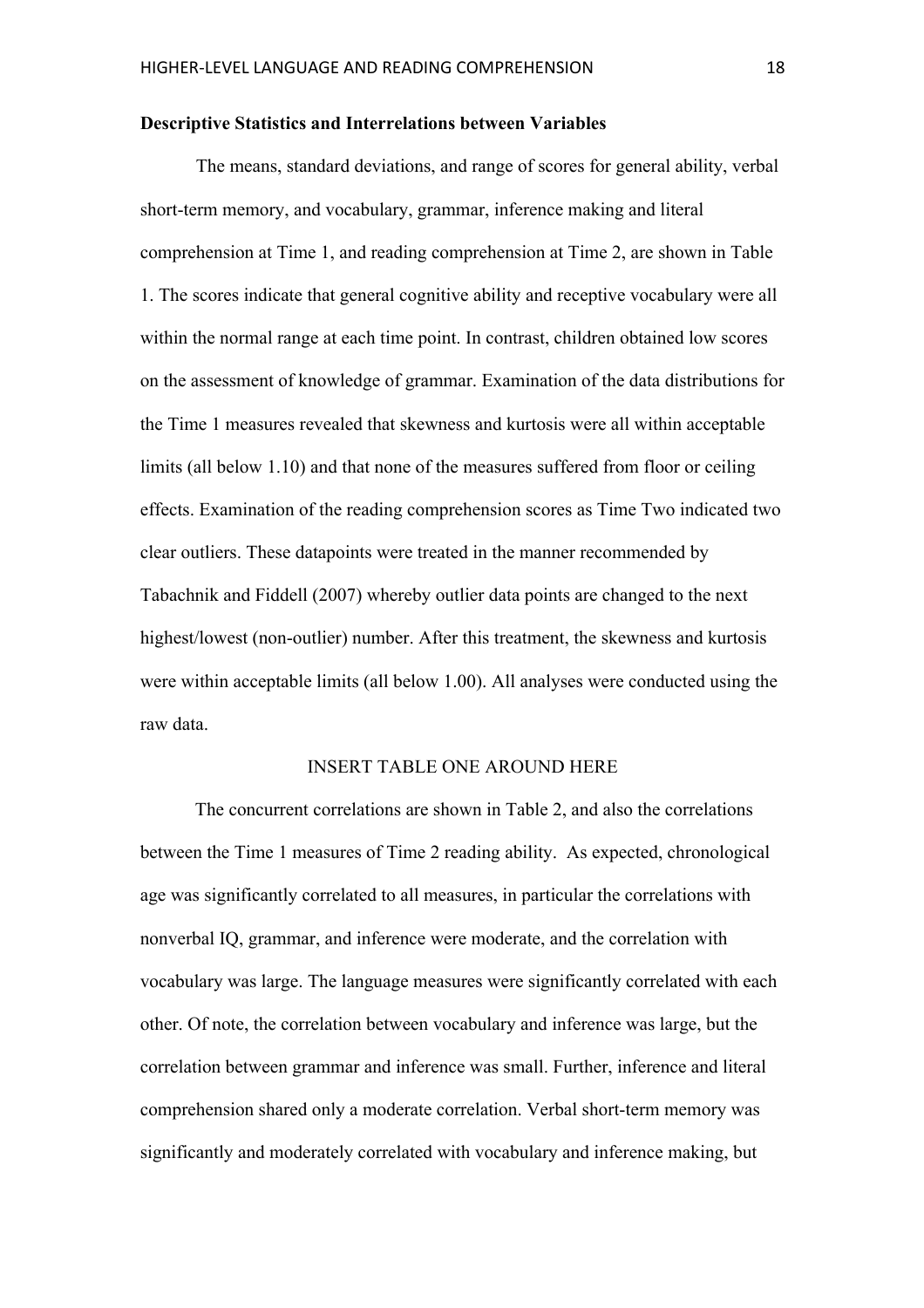**Descriptive Statistics and Interrelations between Variables**

The means, standard deviations, and range of scores for general ability, verbal short-term memory, and vocabulary, grammar, inference making and literal comprehension at Time 1, and reading comprehension at Time 2, are shown in Table 1. The scores indicate that general cognitive ability and receptive vocabulary were all within the normal range at each time point. In contrast, children obtained low scores on the assessment of knowledge of grammar. Examination of the data distributions for the Time 1 measures revealed that skewness and kurtosis were all within acceptable limits (all below 1.10) and that none of the measures suffered from floor or ceiling effects. Examination of the reading comprehension scores as Time Two indicated two clear outliers. These datapoints were treated in the manner recommended by Tabachnik and Fiddell (2007) whereby outlier data points are changed to the next highest/lowest (non-outlier) number. After this treatment, the skewness and kurtosis were within acceptable limits (all below 1.00). All analyses were conducted using the raw data.

INSERT TABLE ONE AROUND HERE

The concurrent correlations are shown in Table 2, and also the correlations between the Time 1 measures of Time 2 reading ability. As expected, chronological age was significantly correlated to all measures, in particular the correlations with nonverbal IQ, grammar, and inference were moderate, and the correlation with vocabulary was large. The language measures were significantly correlated with each other. Of note, the correlation between vocabulary and inference was large, but the correlation between grammar and inference was small. Further, inference and literal comprehension shared only a moderate correlation. Verbal short-term memory was significantly and moderately correlated with vocabulary and inference making, but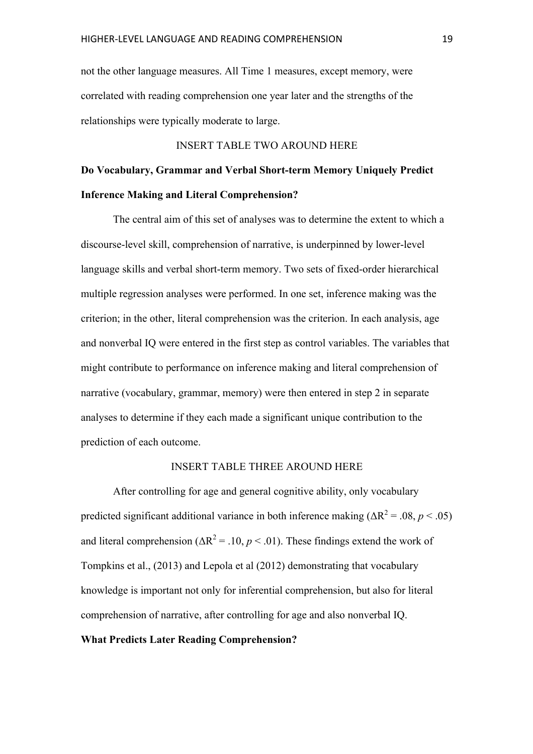not the other language measures. All Time 1 measures, except memory, were correlated with reading comprehension one year later and the strengths of the relationships were typically moderate to large.

INSERT TABLE TWO AROUND HERE

**Do Vocabulary, Grammar and Verbal Short-term Memory Uniquely Predict Inference Making and Literal Comprehension?**

The central aim of this set of analyses was to determine the extent to which a discourse-level skill, comprehension of narrative, is underpinned by lower-level language skills and verbal short-term memory. Two sets of fixed-order hierarchical multiple regression analyses were performed. In one set, inference making was the criterion; in the other, literal comprehension was the criterion. In each analysis, age and nonverbal IQ were entered in the first step as control variables. The variables that might contribute to performance on inference making and literal comprehension of narrative (vocabulary, grammar, memory) were then entered in step 2 in separate analyses to determine if they each made a significant unique contribution to the prediction of each outcome.

INSERT TABLE THREE AROUND HERE

After controlling for age and general cognitive ability, only vocabulary predicted significant additional variance in both inference making ($\Delta R^2 = .08$, $p < .05$) and literal comprehension ($\Delta R^2 = .10$, $p < .01$). These findings extend the work of Tompkins et al., (2013) and Lepola et al (2012) demonstrating that vocabulary knowledge is important not only for inferential comprehension, but also for literal comprehension of narrative, after controlling for age and also nonverbal IQ.

**What Predicts Later Reading Comprehension?**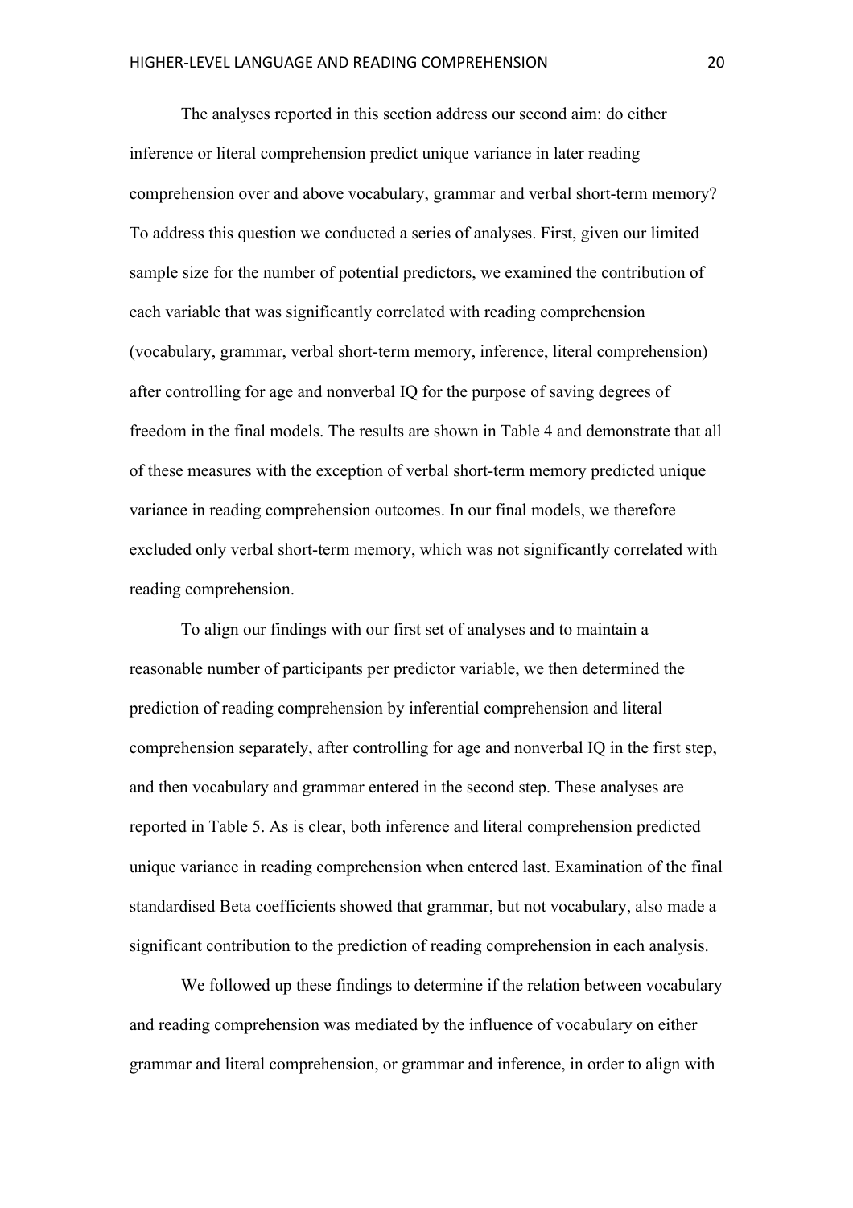The analyses reported in this section address our second aim: do either inference or literal comprehension predict unique variance in later reading comprehension over and above vocabulary, grammar and verbal short-term memory? To address this question we conducted a series of analyses. First, given our limited sample size for the number of potential predictors, we examined the contribution of each variable that was significantly correlated with reading comprehension (vocabulary, grammar, verbal short-term memory, inference, literal comprehension) after controlling for age and nonverbal IQ for the purpose of saving degrees of freedom in the final models. The results are shown in Table 4 and demonstrate that all of these measures with the exception of verbal short-term memory predicted unique variance in reading comprehension outcomes. In our final models, we therefore excluded only verbal short-term memory, which was not significantly correlated with reading comprehension.

To align our findings with our first set of analyses and to maintain a reasonable number of participants per predictor variable, we then determined the prediction of reading comprehension by inferential comprehension and literal comprehension separately, after controlling for age and nonverbal IQ in the first step, and then vocabulary and grammar entered in the second step. These analyses are reported in Table 5. As is clear, both inference and literal comprehension predicted unique variance in reading comprehension when entered last. Examination of the final standardised Beta coefficients showed that grammar, but not vocabulary, also made a significant contribution to the prediction of reading comprehension in each analysis.

We followed up these findings to determine if the relation between vocabulary and reading comprehension was mediated by the influence of vocabulary on either grammar and literal comprehension, or grammar and inference, in order to align with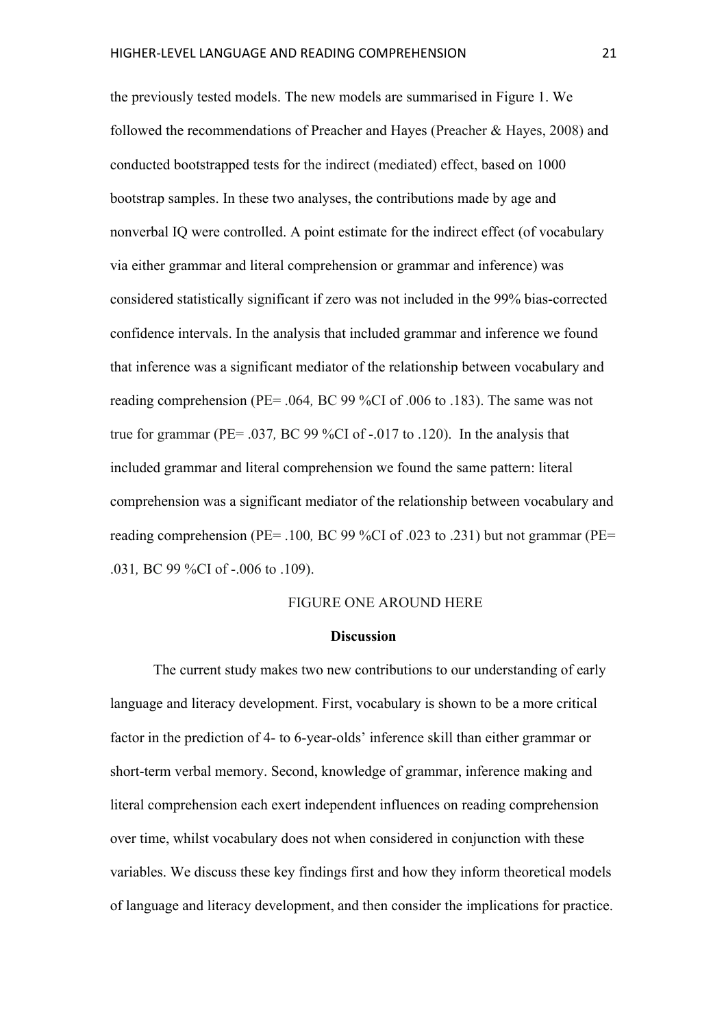the previously tested models. The new models are summarised in Figure 1. We followed the recommendations of Preacher and Hayes (Preacher & Hayes, 2008) and conducted bootstrapped tests for the indirect (mediated) effect, based on 1000 bootstrap samples. In these two analyses, the contributions made by age and nonverbal IQ were controlled. A point estimate for the indirect effect (of vocabulary via either grammar and literal comprehension or grammar and inference) was considered statistically significant if zero was not included in the 99% bias-corrected confidence intervals. In the analysis that included grammar and inference we found that inference was a significant mediator of the relationship between vocabulary and reading comprehension (PE= .064*,* BC 99 %CI of .006 to .183). The same was not true for grammar (PE= .037*,* BC 99 %CI of -.017 to .120). In the analysis that included grammar and literal comprehension we found the same pattern: literal comprehension was a significant mediator of the relationship between vocabulary and reading comprehension (PE= .100*,* BC 99 %CI of .023 to .231) but not grammar (PE= .031*,* BC 99 %CI of -.006 to .109).

FIGURE ONE AROUND HERE

## Discussion

The current study makes two new contributions to our understanding of early language and literacy development. First, vocabulary is shown to be a more critical factor in the prediction of 4- to 6-year-olds' inference skill than either grammar or short-term verbal memory. Second, knowledge of grammar, inference making and literal comprehension each exert independent influences on reading comprehension over time, whilst vocabulary does not when considered in conjunction with these variables. We discuss these key findings first and how they inform theoretical models of language and literacy development, and then consider the implications for practice.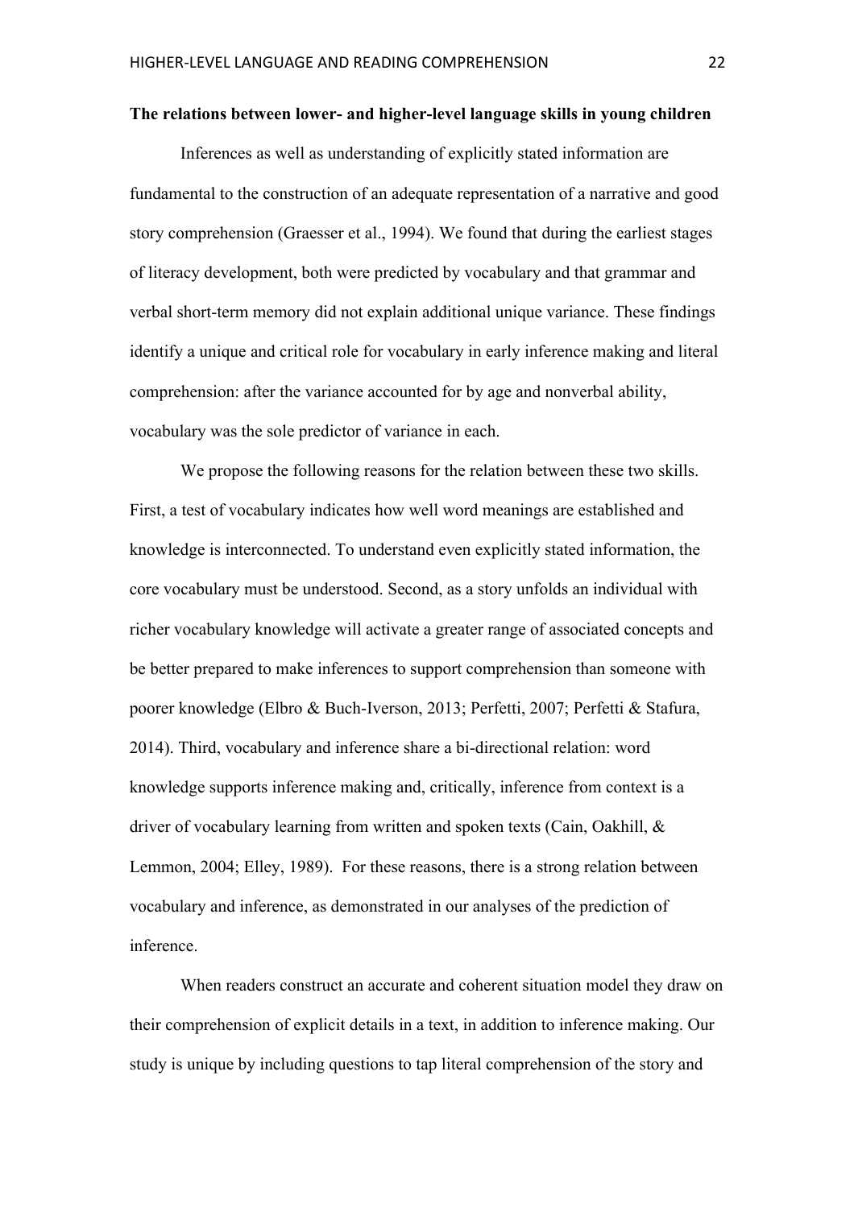**The relations between lower- and higher-level language skills in young children**

Inferences as well as understanding of explicitly stated information are fundamental to the construction of an adequate representation of a narrative and good story comprehension (Graesser et al., 1994). We found that during the earliest stages of literacy development, both were predicted by vocabulary and that grammar and verbal short-term memory did not explain additional unique variance. These findings identify a unique and critical role for vocabulary in early inference making and literal comprehension: after the variance accounted for by age and nonverbal ability, vocabulary was the sole predictor of variance in each.

We propose the following reasons for the relation between these two skills. First, a test of vocabulary indicates how well word meanings are established and knowledge is interconnected. To understand even explicitly stated information, the core vocabulary must be understood. Second, as a story unfolds an individual with richer vocabulary knowledge will activate a greater range of associated concepts and be better prepared to make inferences to support comprehension than someone with poorer knowledge (Elbro & Buch-Iverson, 2013; Perfetti, 2007; Perfetti & Stafura, 2014). Third, vocabulary and inference share a bi-directional relation: word knowledge supports inference making and, critically, inference from context is a driver of vocabulary learning from written and spoken texts (Cain, Oakhill, & Lemmon, 2004; Elley, 1989). For these reasons, there is a strong relation between vocabulary and inference, as demonstrated in our analyses of the prediction of inference.

When readers construct an accurate and coherent situation model they draw on their comprehension of explicit details in a text, in addition to inference making. Our study is unique by including questions to tap literal comprehension of the story and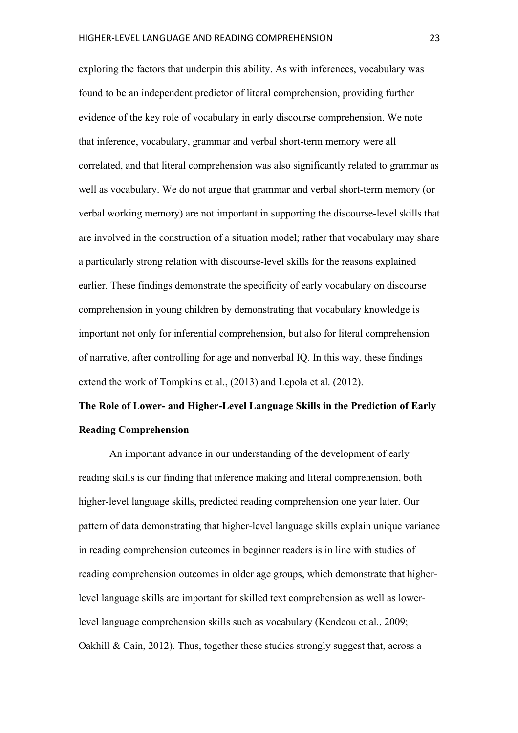exploring the factors that underpin this ability. As with inferences, vocabulary was found to be an independent predictor of literal comprehension, providing further evidence of the key role of vocabulary in early discourse comprehension. We note that inference, vocabulary, grammar and verbal short-term memory were all correlated, and that literal comprehension was also significantly related to grammar as well as vocabulary. We do not argue that grammar and verbal short-term memory (or verbal working memory) are not important in supporting the discourse-level skills that are involved in the construction of a situation model; rather that vocabulary may share a particularly strong relation with discourse-level skills for the reasons explained earlier. These findings demonstrate the specificity of early vocabulary on discourse comprehension in young children by demonstrating that vocabulary knowledge is important not only for inferential comprehension, but also for literal comprehension of narrative, after controlling for age and nonverbal IQ. In this way, these findings extend the work of Tompkins et al., (2013) and Lepola et al. (2012).

## The Role of Lower- and Higher-Level Language Skills in the Prediction of Early Reading Comprehension

An important advance in our understanding of the development of early reading skills is our finding that inference making and literal comprehension, both higher-level language skills, predicted reading comprehension one year later. Our pattern of data demonstrating that higher-level language skills explain unique variance in reading comprehension outcomes in beginner readers is in line with studies of reading comprehension outcomes in older age groups, which demonstrate that higher-level language skills are important for skilled text comprehension as well as lower-level language comprehension skills such as vocabulary (Kendeou et al., 2009; Oakhill & Cain, 2012). Thus, together these studies strongly suggest that, across a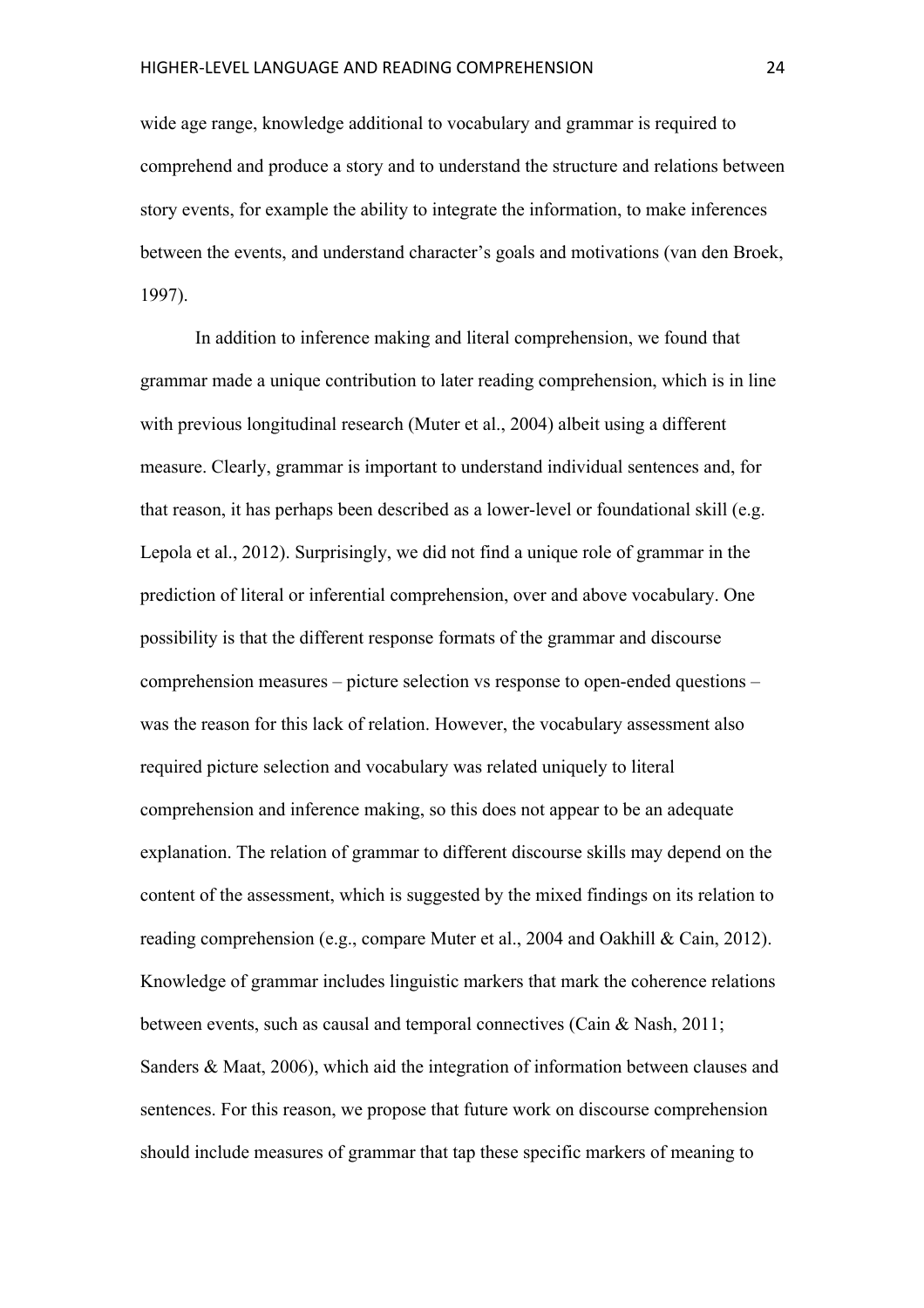wide age range, knowledge additional to vocabulary and grammar is required to comprehend and produce a story and to understand the structure and relations between story events, for example the ability to integrate the information, to make inferences between the events, and understand character's goals and motivations (van den Broek, 1997).

In addition to inference making and literal comprehension, we found that grammar made a unique contribution to later reading comprehension, which is in line with previous longitudinal research (Muter et al., 2004) albeit using a different measure. Clearly, grammar is important to understand individual sentences and, for that reason, it has perhaps been described as a lower-level or foundational skill (e.g. Lepola et al., 2012). Surprisingly, we did not find a unique role of grammar in the prediction of literal or inferential comprehension, over and above vocabulary. One possibility is that the different response formats of the grammar and discourse comprehension measures – picture selection vs response to open-ended questions – was the reason for this lack of relation. However, the vocabulary assessment also required picture selection and vocabulary was related uniquely to literal comprehension and inference making, so this does not appear to be an adequate explanation. The relation of grammar to different discourse skills may depend on the content of the assessment, which is suggested by the mixed findings on its relation to reading comprehension (e.g., compare Muter et al., 2004 and Oakhill & Cain, 2012). Knowledge of grammar includes linguistic markers that mark the coherence relations between events, such as causal and temporal connectives (Cain & Nash, 2011; Sanders & Maat, 2006), which aid the integration of information between clauses and sentences. For this reason, we propose that future work on discourse comprehension should include measures of grammar that tap these specific markers of meaning to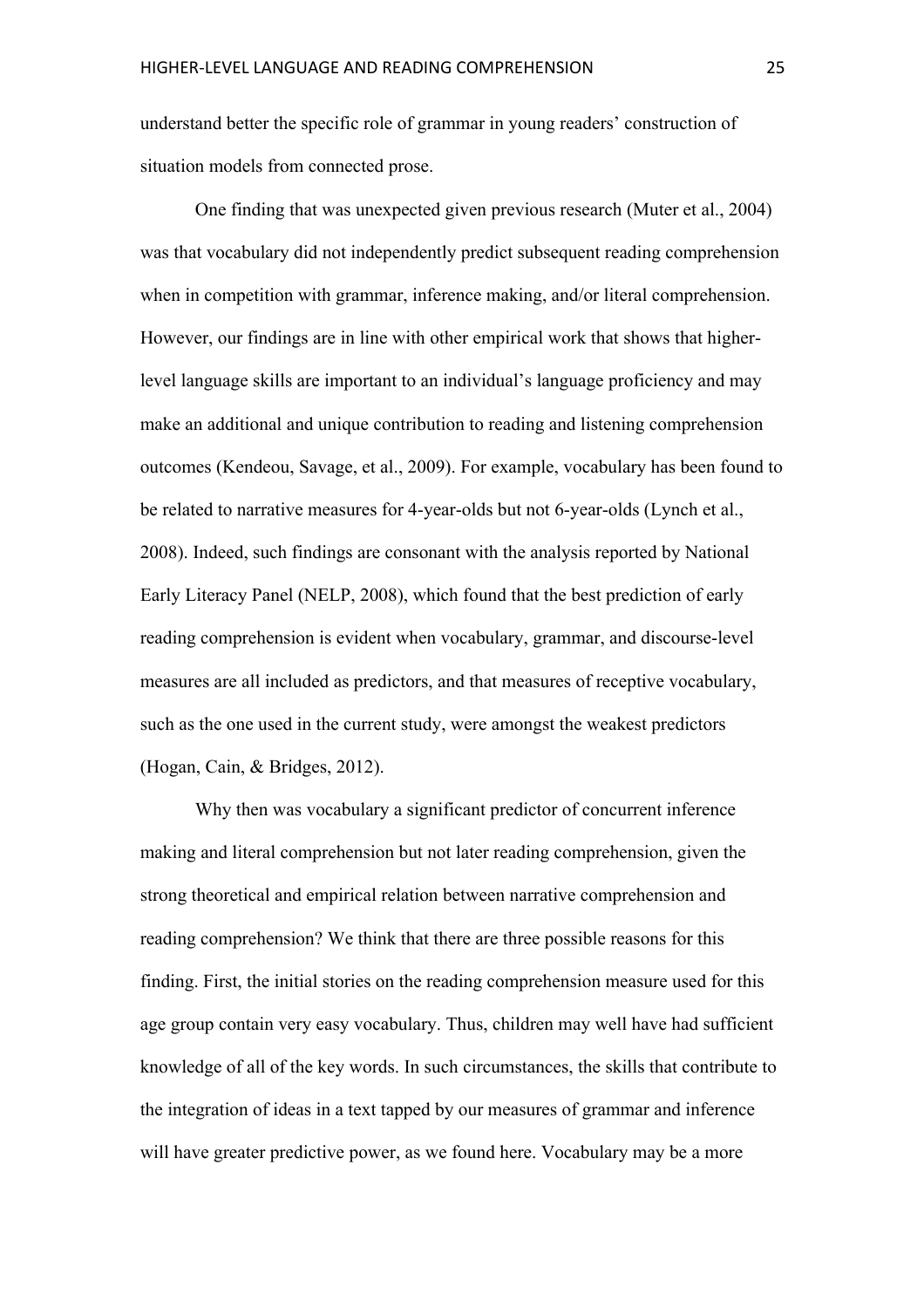understand better the specific role of grammar in young readers' construction of situation models from connected prose.

One finding that was unexpected given previous research (Muter et al., 2004) was that vocabulary did not independently predict subsequent reading comprehension when in competition with grammar, inference making, and/or literal comprehension. However, our findings are in line with other empirical work that shows that higher-level language skills are important to an individual's language proficiency and may make an additional and unique contribution to reading and listening comprehension outcomes (Kendeou, Savage, et al., 2009). For example, vocabulary has been found to be related to narrative measures for 4-year-olds but not 6-year-olds (Lynch et al., 2008). Indeed, such findings are consonant with the analysis reported by National Early Literacy Panel (NELP, 2008), which found that the best prediction of early reading comprehension is evident when vocabulary, grammar, and discourse-level measures are all included as predictors, and that measures of receptive vocabulary, such as the one used in the current study, were amongst the weakest predictors (Hogan, Cain, & Bridges, 2012).

Why then was vocabulary a significant predictor of concurrent inference making and literal comprehension but not later reading comprehension, given the strong theoretical and empirical relation between narrative comprehension and reading comprehension? We think that there are three possible reasons for this finding. First, the initial stories on the reading comprehension measure used for this age group contain very easy vocabulary. Thus, children may well have had sufficient knowledge of all of the key words. In such circumstances, the skills that contribute to the integration of ideas in a text tapped by our measures of grammar and inference will have greater predictive power, as we found here. Vocabulary may be a more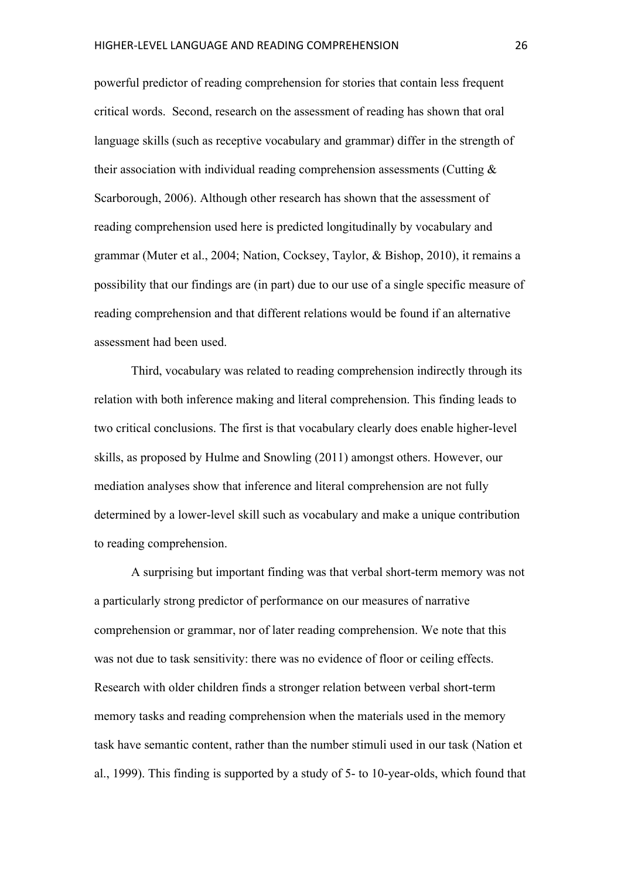powerful predictor of reading comprehension for stories that contain less frequent critical words. Second, research on the assessment of reading has shown that oral language skills (such as receptive vocabulary and grammar) differ in the strength of their association with individual reading comprehension assessments (Cutting & Scarborough, 2006). Although other research has shown that the assessment of reading comprehension used here is predicted longitudinally by vocabulary and grammar (Muter et al., 2004; Nation, Cocksey, Taylor, & Bishop, 2010), it remains a possibility that our findings are (in part) due to our use of a single specific measure of reading comprehension and that different relations would be found if an alternative assessment had been used.

Third, vocabulary was related to reading comprehension indirectly through its relation with both inference making and literal comprehension. This finding leads to two critical conclusions. The first is that vocabulary clearly does enable higher-level skills, as proposed by Hulme and Snowling (2011) amongst others. However, our mediation analyses show that inference and literal comprehension are not fully determined by a lower-level skill such as vocabulary and make a unique contribution to reading comprehension.

A surprising but important finding was that verbal short-term memory was not a particularly strong predictor of performance on our measures of narrative comprehension or grammar, nor of later reading comprehension. We note that this was not due to task sensitivity: there was no evidence of floor or ceiling effects. Research with older children finds a stronger relation between verbal short-term memory tasks and reading comprehension when the materials used in the memory task have semantic content, rather than the number stimuli used in our task (Nation et al., 1999). This finding is supported by a study of 5- to 10-year-olds, which found that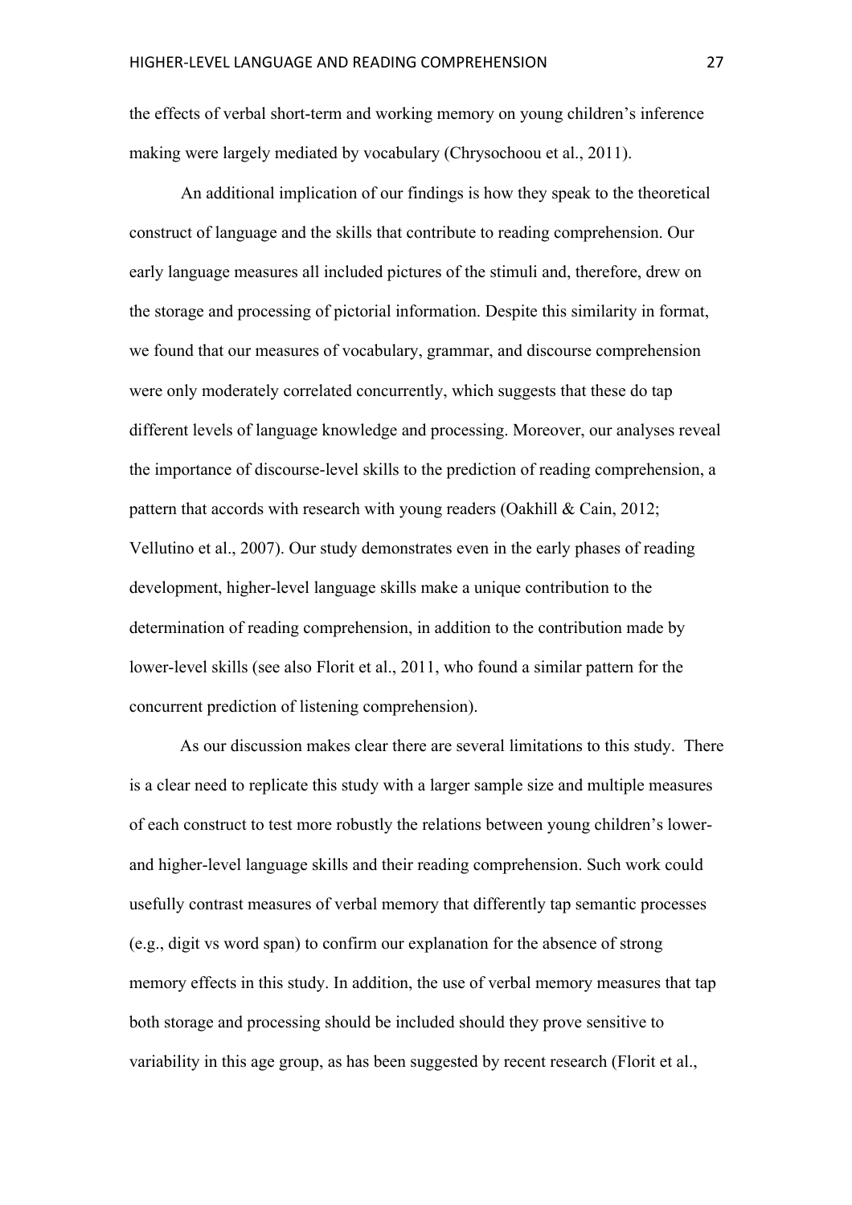the effects of verbal short-term and working memory on young children's inference making were largely mediated by vocabulary (Chrysochoou et al., 2011).

An additional implication of our findings is how they speak to the theoretical construct of language and the skills that contribute to reading comprehension. Our early language measures all included pictures of the stimuli and, therefore, drew on the storage and processing of pictorial information. Despite this similarity in format, we found that our measures of vocabulary, grammar, and discourse comprehension were only moderately correlated concurrently, which suggests that these do tap different levels of language knowledge and processing. Moreover, our analyses reveal the importance of discourse-level skills to the prediction of reading comprehension, a pattern that accords with research with young readers (Oakhill & Cain, 2012; Vellutino et al., 2007). Our study demonstrates even in the early phases of reading development, higher-level language skills make a unique contribution to the determination of reading comprehension, in addition to the contribution made by lower-level skills (see also Florit et al., 2011, who found a similar pattern for the concurrent prediction of listening comprehension).

As our discussion makes clear there are several limitations to this study. There is a clear need to replicate this study with a larger sample size and multiple measures of each construct to test more robustly the relations between young children's lower- and higher-level language skills and their reading comprehension. Such work could usefully contrast measures of verbal memory that differently tap semantic processes (e.g., digit vs word span) to confirm our explanation for the absence of strong memory effects in this study. In addition, the use of verbal memory measures that tap both storage and processing should be included should they prove sensitive to variability in this age group, as has been suggested by recent research (Florit et al.,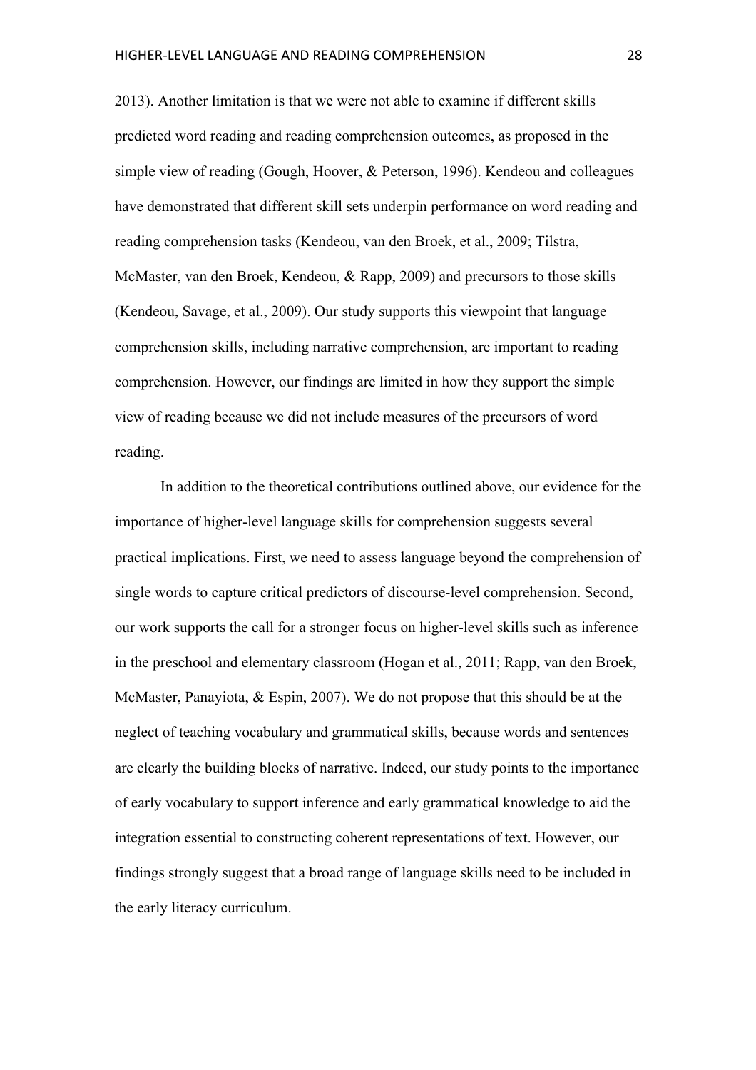2013). Another limitation is that we were not able to examine if different skills predicted word reading and reading comprehension outcomes, as proposed in the simple view of reading (Gough, Hoover, & Peterson, 1996). Kendeou and colleagues have demonstrated that different skill sets underpin performance on word reading and reading comprehension tasks (Kendeou, van den Broek, et al., 2009; Tilstra, McMaster, van den Broek, Kendeou, & Rapp, 2009) and precursors to those skills (Kendeou, Savage, et al., 2009). Our study supports this viewpoint that language comprehension skills, including narrative comprehension, are important to reading comprehension. However, our findings are limited in how they support the simple view of reading because we did not include measures of the precursors of word reading.

In addition to the theoretical contributions outlined above, our evidence for the importance of higher-level language skills for comprehension suggests several practical implications. First, we need to assess language beyond the comprehension of single words to capture critical predictors of discourse-level comprehension. Second, our work supports the call for a stronger focus on higher-level skills such as inference in the preschool and elementary classroom (Hogan et al., 2011; Rapp, van den Broek, McMaster, Panayiota, & Espin, 2007). We do not propose that this should be at the neglect of teaching vocabulary and grammatical skills, because words and sentences are clearly the building blocks of narrative. Indeed, our study points to the importance of early vocabulary to support inference and early grammatical knowledge to aid the integration essential to constructing coherent representations of text. However, our findings strongly suggest that a broad range of language skills need to be included in the early literacy curriculum.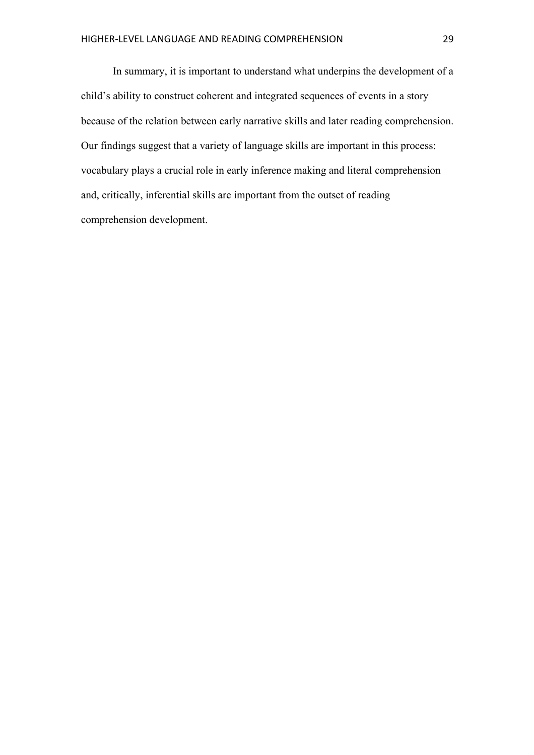In summary, it is important to understand what underpins the development of a child's ability to construct coherent and integrated sequences of events in a story because of the relation between early narrative skills and later reading comprehension. Our findings suggest that a variety of language skills are important in this process: vocabulary plays a crucial role in early inference making and literal comprehension and, critically, inferential skills are important from the outset of reading comprehension development.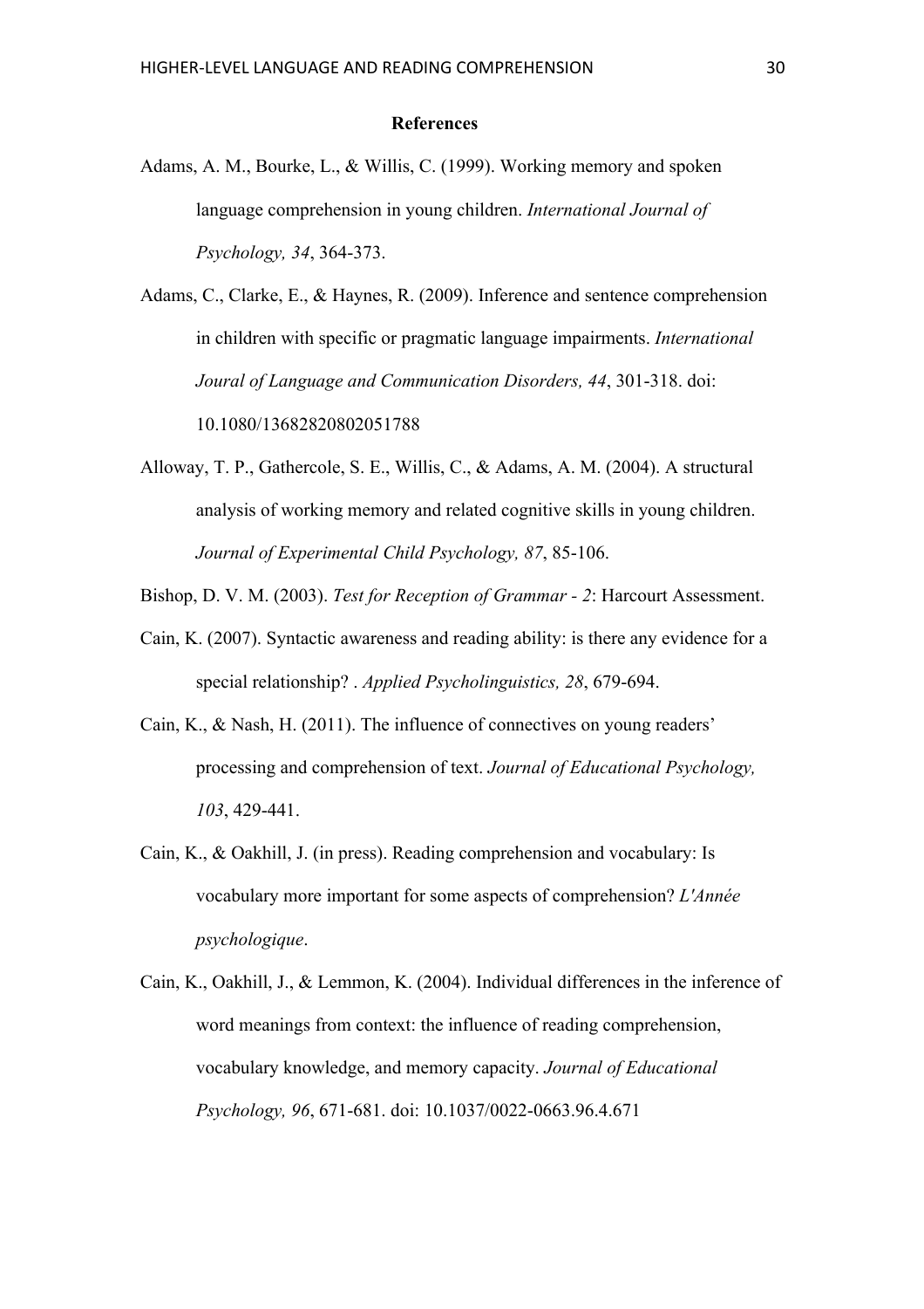**References**

Adams, A. M., Bourke, L., & Willis, C. (1999). Working memory and spoken language comprehension in young children. *International Journal of Psychology, 34*, 364-373.

Adams, C., Clarke, E., & Haynes, R. (2009). Inference and sentence comprehension in children with specific or pragmatic language impairments. *International Joural of Language and Communication Disorders, 44*, 301-318. doi: 10.1080/13682820802051788

Alloway, T. P., Gathercole, S. E., Willis, C., & Adams, A. M. (2004). A structural analysis of working memory and related cognitive skills in young children. *Journal of Experimental Child Psychology, 87*, 85-106.

Bishop, D. V. M. (2003). *Test for Reception of Grammar - 2*: Harcourt Assessment.

Cain, K. (2007). Syntactic awareness and reading ability: is there any evidence for a special relationship? . *Applied Psycholinguistics, 28*, 679-694.

Cain, K., & Nash, H. (2011). The influence of connectives on young readers' processing and comprehension of text. *Journal of Educational Psychology, 103*, 429-441.

Cain, K., & Oakhill, J. (in press). Reading comprehension and vocabulary: Is vocabulary more important for some aspects of comprehension? *L'Année psychologique*.

Cain, K., Oakhill, J., & Lemmon, K. (2004). Individual differences in the inference of word meanings from context: the influence of reading comprehension, vocabulary knowledge, and memory capacity. *Journal of Educational Psychology, 96*, 671-681. doi: 10.1037/0022-0663.96.4.671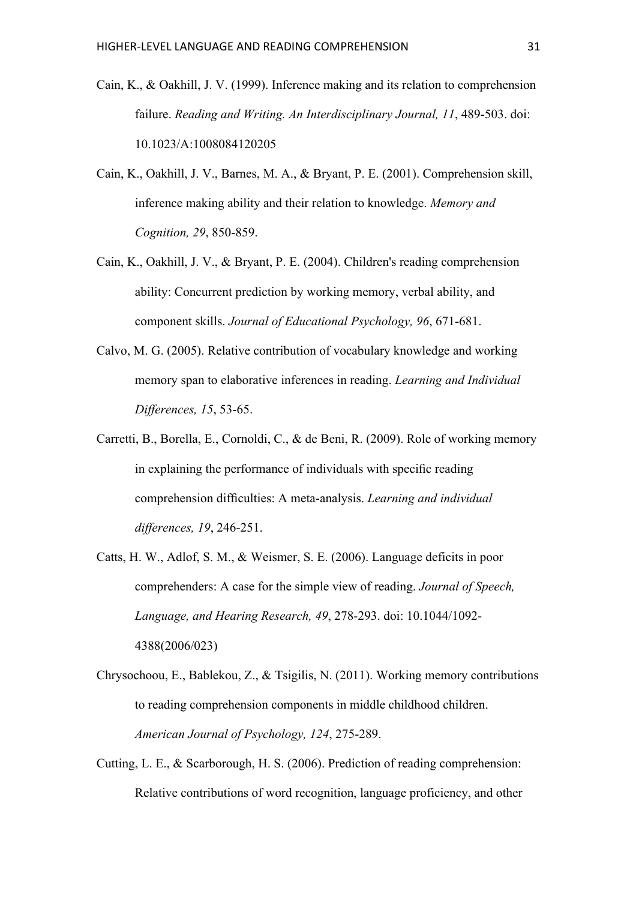Cain, K., & Oakhill, J. V. (1999). Inference making and its relation to comprehension failure. *Reading and Writing. An Interdisciplinary Journal, 11*, 489-503. doi: 10.1023/A:1008084120205

Cain, K., Oakhill, J. V., Barnes, M. A., & Bryant, P. E. (2001). Comprehension skill, inference making ability and their relation to knowledge. *Memory and Cognition, 29*, 850-859.

Cain, K., Oakhill, J. V., & Bryant, P. E. (2004). Children's reading comprehension ability: Concurrent prediction by working memory, verbal ability, and component skills. *Journal of Educational Psychology, 96*, 671-681.

Calvo, M. G. (2005). Relative contribution of vocabulary knowledge and working memory span to elaborative inferences in reading. *Learning and Individual Differences, 15*, 53-65.

Carretti, B., Borella, E., Cornoldi, C., & de Beni, R. (2009). Role of working memory in explaining the performance of individuals with specific reading comprehension difficulties: A meta-analysis. *Learning and individual differences, 19*, 246-251.

Catts, H. W., Adlof, S. M., & Weismer, S. E. (2006). Language deficits in poor comprehenders: A case for the simple view of reading. *Journal of Speech, Language, and Hearing Research, 49*, 278-293. doi: 10.1044/1092-4388(2006/023)

Chrysochoou, E., Bablekou, Z., & Tsigilis, N. (2011). Working memory contributions to reading comprehension components in middle childhood children. *American Journal of Psychology, 124*, 275-289.

Cutting, L. E., & Scarborough, H. S. (2006). Prediction of reading comprehension: Relative contributions of word recognition, language proficiency, and other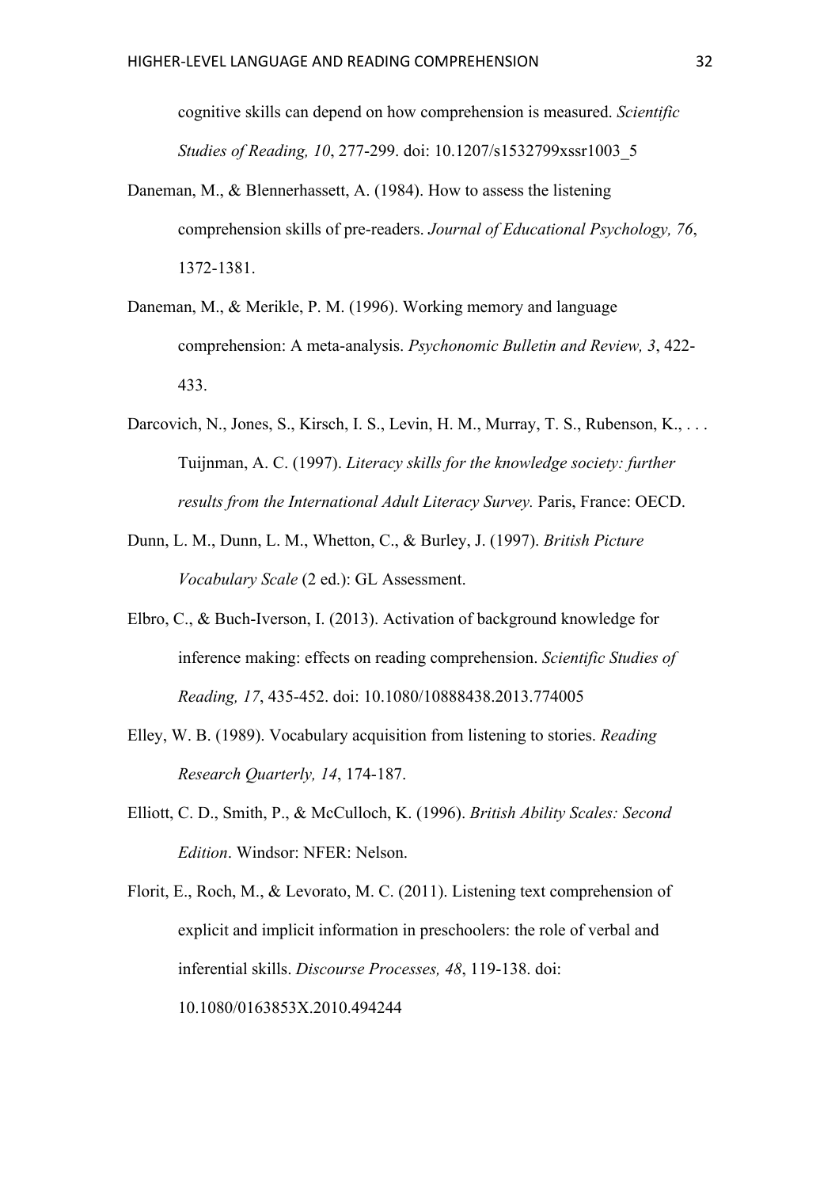cognitive skills can depend on how comprehension is measured. *Scientific Studies of Reading, 10*, 277-299. doi: 10.1207/s1532799xssr1003_5

Daneman, M., & Blennerhassett, A. (1984). How to assess the listening comprehension skills of pre-readers. *Journal of Educational Psychology, 76*, 1372-1381.

Daneman, M., & Merikle, P. M. (1996). Working memory and language comprehension: A meta-analysis. *Psychonomic Bulletin and Review, 3*, 422-433.

Darcovich, N., Jones, S., Kirsch, I. S., Levin, H. M., Murray, T. S., Rubenson, K., . . . Tuijnman, A. C. (1997). *Literacy skills for the knowledge society: further results from the International Adult Literacy Survey.* Paris, France: OECD.

Dunn, L. M., Dunn, L. M., Whetton, C., & Burley, J. (1997). *British Picture Vocabulary Scale* (2 ed.): GL Assessment.

Elbro, C., & Buch-Iverson, I. (2013). Activation of background knowledge for inference making: effects on reading comprehension. *Scientific Studies of Reading, 17*, 435-452. doi: 10.1080/10888438.2013.774005

Elley, W. B. (1989). Vocabulary acquisition from listening to stories. *Reading Research Quarterly, 14*, 174-187.

Elliott, C. D., Smith, P., & McCulloch, K. (1996). *British Ability Scales: Second Edition*. Windsor: NFER: Nelson.

Florit, E., Roch, M., & Levorato, M. C. (2011). Listening text comprehension of explicit and implicit information in preschoolers: the role of verbal and inferential skills. *Discourse Processes, 48*, 119-138. doi: 10.1080/0163853X.2010.494244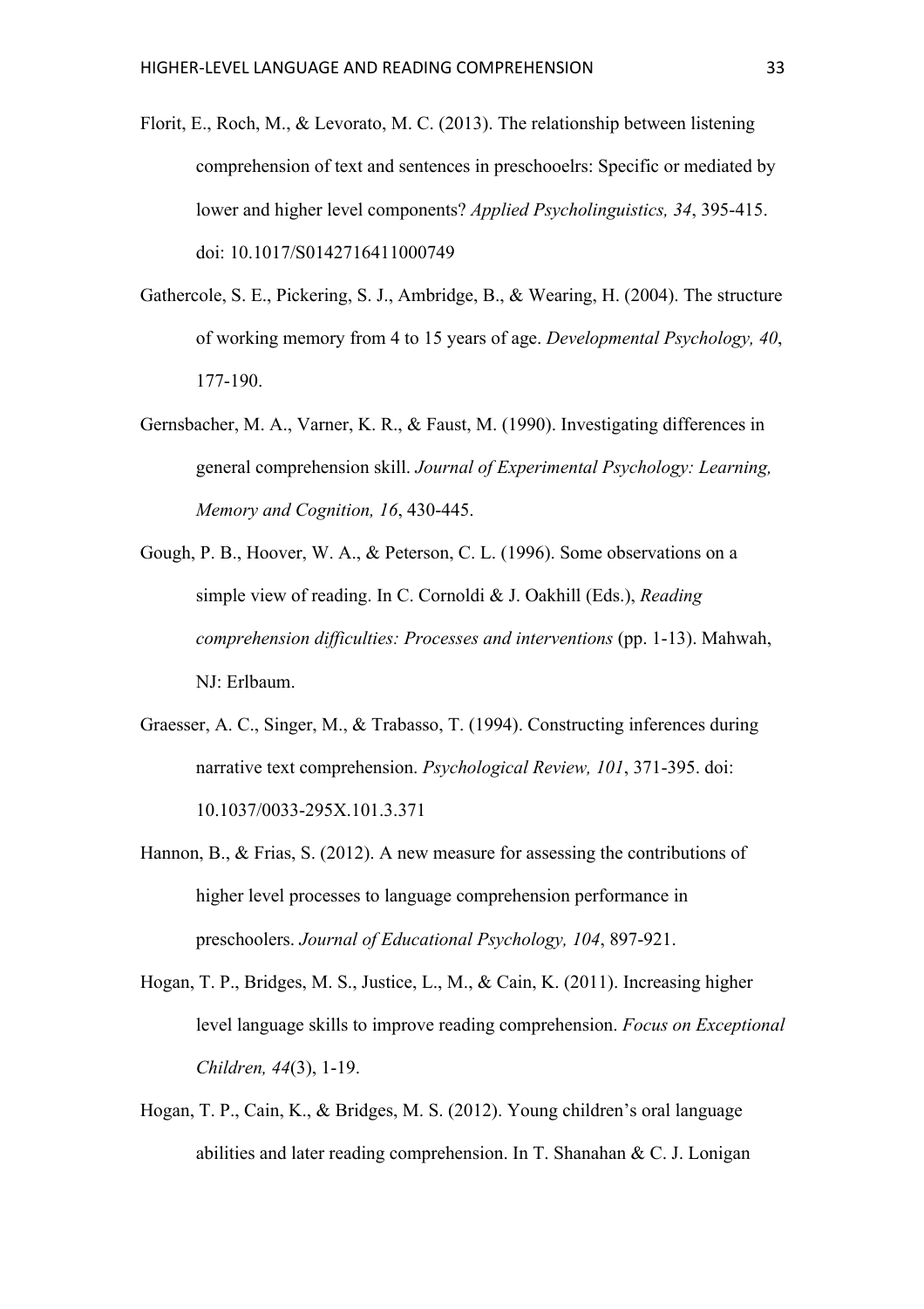Florit, E., Roch, M., & Levorato, M. C. (2013). The relationship between listening comprehension of text and sentences in preschooelrs: Specific or mediated by lower and higher level components? *Applied Psycholinguistics, 34*, 395-415. doi: 10.1017/S0142716411000749

Gathercole, S. E., Pickering, S. J., Ambridge, B., & Wearing, H. (2004). The structure of working memory from 4 to 15 years of age. *Developmental Psychology, 40*, 177-190.

Gernsbacher, M. A., Varner, K. R., & Faust, M. (1990). Investigating differences in general comprehension skill. *Journal of Experimental Psychology: Learning, Memory and Cognition, 16*, 430-445.

Gough, P. B., Hoover, W. A., & Peterson, C. L. (1996). Some observations on a simple view of reading. In C. Cornoldi & J. Oakhill (Eds.), *Reading comprehension difficulties: Processes and interventions* (pp. 1-13). Mahwah, NJ: Erlbaum.

Graesser, A. C., Singer, M., & Trabasso, T. (1994). Constructing inferences during narrative text comprehension. *Psychological Review, 101*, 371-395. doi: 10.1037/0033-295X.101.3.371

Hannon, B., & Frias, S. (2012). A new measure for assessing the contributions of higher level processes to language comprehension performance in preschoolers. *Journal of Educational Psychology, 104*, 897-921.

Hogan, T. P., Bridges, M. S., Justice, L., M., & Cain, K. (2011). Increasing higher level language skills to improve reading comprehension. *Focus on Exceptional Children, 44*(3), 1-19.

Hogan, T. P., Cain, K., & Bridges, M. S. (2012). Young children's oral language abilities and later reading comprehension. In T. Shanahan & C. J. Lonigan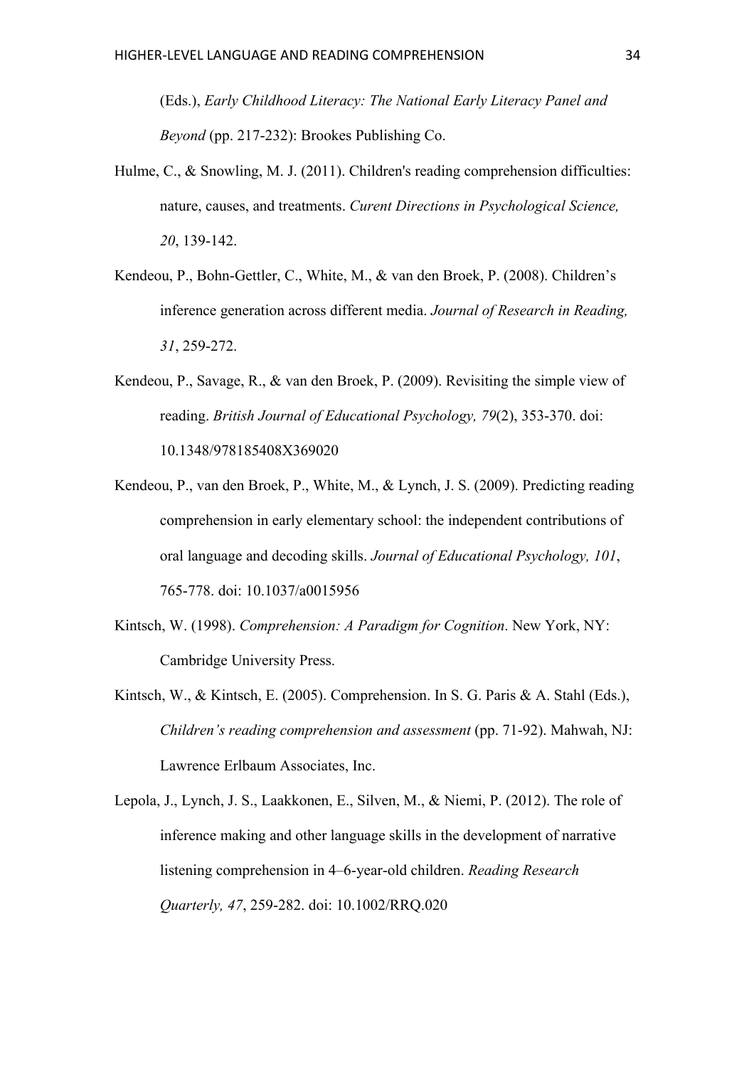(Eds.), *Early Childhood Literacy: The National Early Literacy Panel and Beyond* (pp. 217-232): Brookes Publishing Co.

Hulme, C., & Snowling, M. J. (2011). Children's reading comprehension difficulties: nature, causes, and treatments. *Curent Directions in Psychological Science, 20*, 139-142.

Kendeou, P., Bohn-Gettler, C., White, M., & van den Broek, P. (2008). Children's inference generation across different media. *Journal of Research in Reading, 31*, 259-272.

Kendeou, P., Savage, R., & van den Broek, P. (2009). Revisiting the simple view of reading. *British Journal of Educational Psychology, 79*(2), 353-370. doi: 10.1348/978185408X369020

Kendeou, P., van den Broek, P., White, M., & Lynch, J. S. (2009). Predicting reading comprehension in early elementary school: the independent contributions of oral language and decoding skills. *Journal of Educational Psychology, 101*, 765-778. doi: 10.1037/a0015956

Kintsch, W. (1998). *Comprehension: A Paradigm for Cognition*. New York, NY: Cambridge University Press.

Kintsch, W., & Kintsch, E. (2005). Comprehension. In S. G. Paris & A. Stahl (Eds.), *Children's reading comprehension and assessment* (pp. 71-92). Mahwah, NJ: Lawrence Erlbaum Associates, Inc.

Lepola, J., Lynch, J. S., Laakkonen, E., Silven, M., & Niemi, P. (2012). The role of inference making and other language skills in the development of narrative listening comprehension in 4–6-year-old children. *Reading Research Quarterly, 47*, 259-282. doi: 10.1002/RRQ.020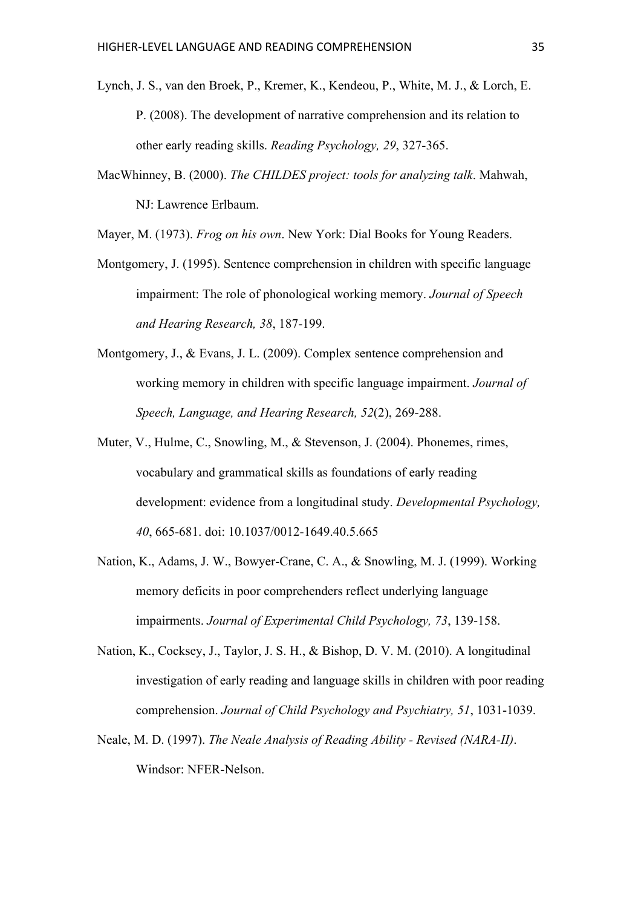Lynch, J. S., van den Broek, P., Kremer, K., Kendeou, P., White, M. J., & Lorch, E. P. (2008). The development of narrative comprehension and its relation to other early reading skills. *Reading Psychology, 29*, 327-365.

MacWhinney, B. (2000). *The CHILDES project: tools for analyzing talk*. Mahwah, NJ: Lawrence Erlbaum.

Mayer, M. (1973). *Frog on his own*. New York: Dial Books for Young Readers.

Montgomery, J. (1995). Sentence comprehension in children with specific language impairment: The role of phonological working memory. *Journal of Speech and Hearing Research, 38*, 187-199.

Montgomery, J., & Evans, J. L. (2009). Complex sentence comprehension and working memory in children with specific language impairment. *Journal of Speech, Language, and Hearing Research, 52*(2), 269-288.

Muter, V., Hulme, C., Snowling, M., & Stevenson, J. (2004). Phonemes, rimes, vocabulary and grammatical skills as foundations of early reading development: evidence from a longitudinal study. *Developmental Psychology, 40*, 665-681. doi: 10.1037/0012-1649.40.5.665

Nation, K., Adams, J. W., Bowyer-Crane, C. A., & Snowling, M. J. (1999). Working memory deficits in poor comprehenders reflect underlying language impairments. *Journal of Experimental Child Psychology, 73*, 139-158.

Nation, K., Cocksey, J., Taylor, J. S. H., & Bishop, D. V. M. (2010). A longitudinal investigation of early reading and language skills in children with poor reading comprehension. *Journal of Child Psychology and Psychiatry, 51*, 1031-1039.

Neale, M. D. (1997). *The Neale Analysis of Reading Ability - Revised (NARA-II)*. Windsor: NFER-Nelson.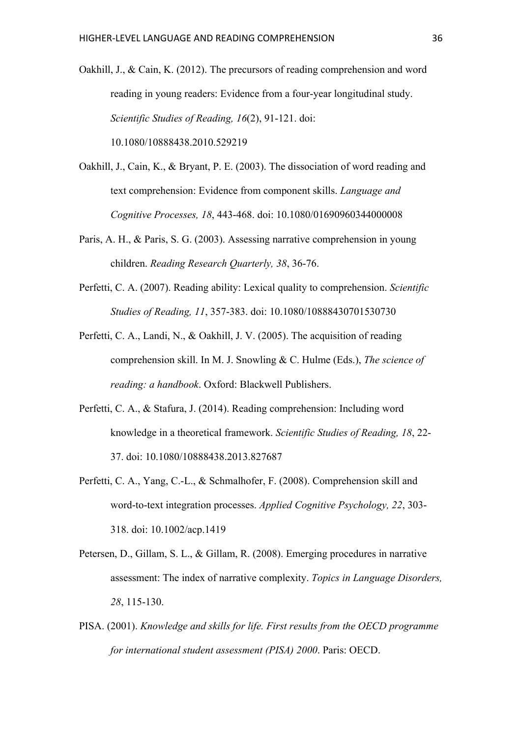Oakhill, J., & Cain, K. (2012). The precursors of reading comprehension and word reading in young readers: Evidence from a four-year longitudinal study. *Scientific Studies of Reading, 16*(2), 91-121. doi: 10.1080/10888438.2010.529219

Oakhill, J., Cain, K., & Bryant, P. E. (2003). The dissociation of word reading and text comprehension: Evidence from component skills. *Language and Cognitive Processes, 18*, 443-468. doi: 10.1080/01690960344000008

Paris, A. H., & Paris, S. G. (2003). Assessing narrative comprehension in young children. *Reading Research Quarterly, 38*, 36-76.

Perfetti, C. A. (2007). Reading ability: Lexical quality to comprehension. *Scientific Studies of Reading, 11*, 357-383. doi: 10.1080/10888430701530730

Perfetti, C. A., Landi, N., & Oakhill, J. V. (2005). The acquisition of reading comprehension skill. In M. J. Snowling & C. Hulme (Eds.), *The science of reading: a handbook*. Oxford: Blackwell Publishers.

Perfetti, C. A., & Stafura, J. (2014). Reading comprehension: Including word knowledge in a theoretical framework. *Scientific Studies of Reading, 18*, 22-37. doi: 10.1080/10888438.2013.827687

Perfetti, C. A., Yang, C.-L., & Schmalhofer, F. (2008). Comprehension skill and word-to-text integration processes. *Applied Cognitive Psychology, 22*, 303-318. doi: 10.1002/acp.1419

Petersen, D., Gillam, S. L., & Gillam, R. (2008). Emerging procedures in narrative assessment: The index of narrative complexity. *Topics in Language Disorders, 28*, 115-130.

PISA. (2001). *Knowledge and skills for life. First results from the OECD programme for international student assessment (PISA) 2000*. Paris: OECD.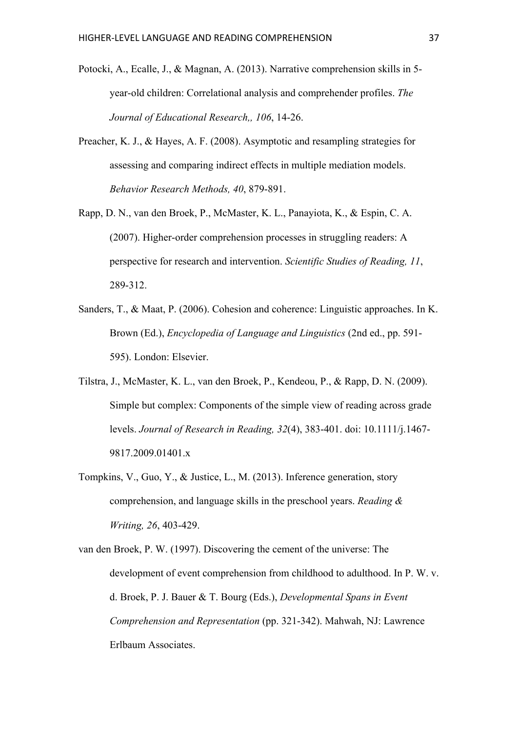Potocki, A., Ecalle, J., & Magnan, A. (2013). Narrative comprehension skills in 5-year-old children: Correlational analysis and comprehender profiles. *The Journal of Educational Research,, 106*, 14-26.

Preacher, K. J., & Hayes, A. F. (2008). Asymptotic and resampling strategies for assessing and comparing indirect effects in multiple mediation models. *Behavior Research Methods, 40*, 879-891.

Rapp, D. N., van den Broek, P., McMaster, K. L., Panayiota, K., & Espin, C. A. (2007). Higher-order comprehension processes in struggling readers: A perspective for research and intervention. *Scientific Studies of Reading, 11*, 289-312.

Sanders, T., & Maat, P. (2006). Cohesion and coherence: Linguistic approaches. In K. Brown (Ed.), *Encyclopedia of Language and Linguistics* (2nd ed., pp. 591-595). London: Elsevier.

Tilstra, J., McMaster, K. L., van den Broek, P., Kendeou, P., & Rapp, D. N. (2009). Simple but complex: Components of the simple view of reading across grade levels. *Journal of Research in Reading, 32*(4), 383-401. doi: 10.1111/j.1467-9817.2009.01401.x

Tompkins, V., Guo, Y., & Justice, L., M. (2013). Inference generation, story comprehension, and language skills in the preschool years. *Reading & Writing, 26*, 403-429.

van den Broek, P. W. (1997). Discovering the cement of the universe: The development of event comprehension from childhood to adulthood. In P. W. v. d. Broek, P. J. Bauer & T. Bourg (Eds.), *Developmental Spans in Event Comprehension and Representation* (pp. 321-342). Mahwah, NJ: Lawrence Erlbaum Associates.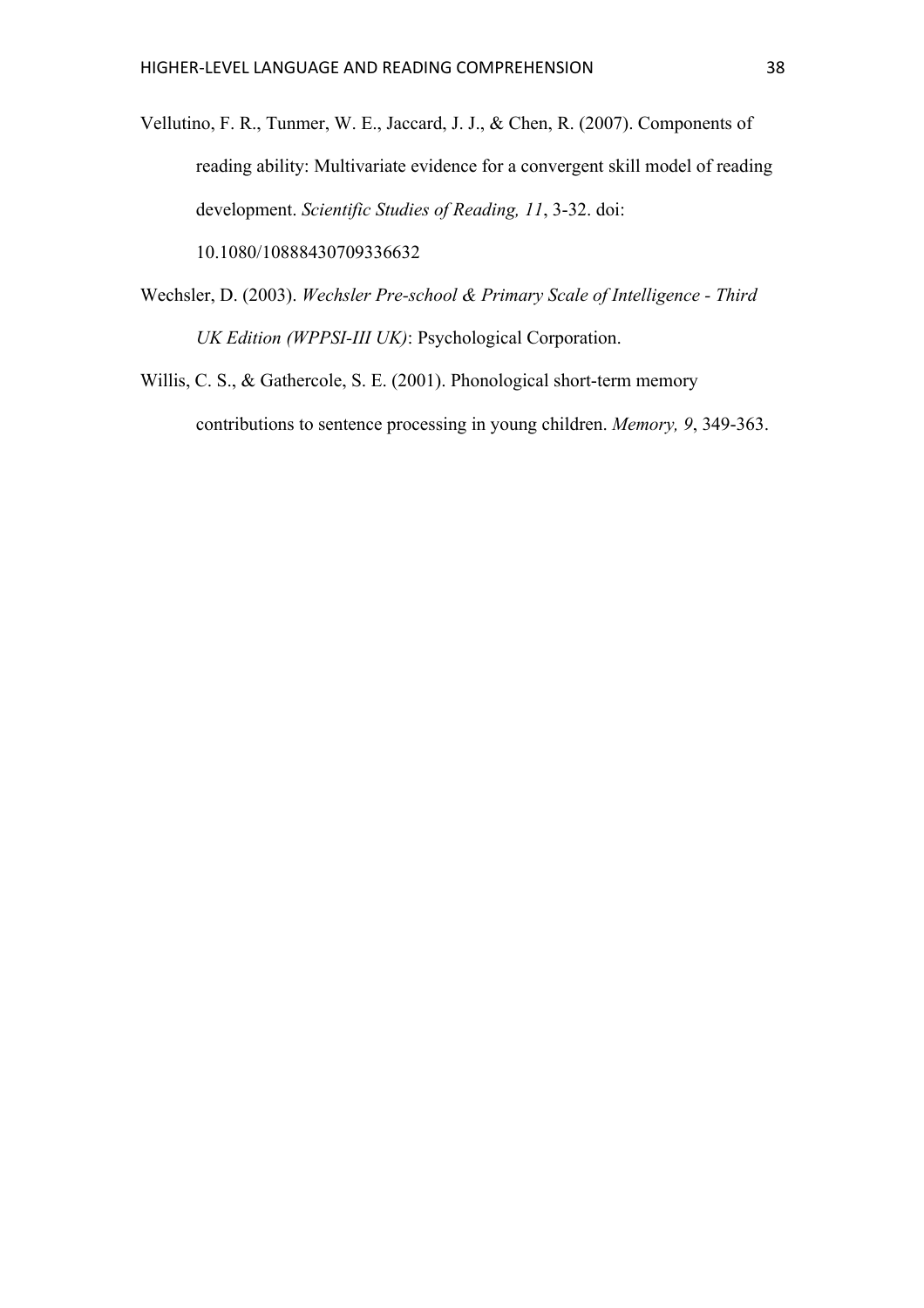Vellutino, F. R., Tunmer, W. E., Jaccard, J. J., & Chen, R. (2007). Components of reading ability: Multivariate evidence for a convergent skill model of reading development. *Scientific Studies of Reading, 11*, 3-32. doi: 10.1080/10888430709336632

Wechsler, D. (2003). *Wechsler Pre-school & Primary Scale of Intelligence - Third UK Edition (WPPSI-III UK)*: Psychological Corporation.

Willis, C. S., & Gathercole, S. E. (2001). Phonological short-term memory contributions to sentence processing in young children. *Memory, 9*, 349-363.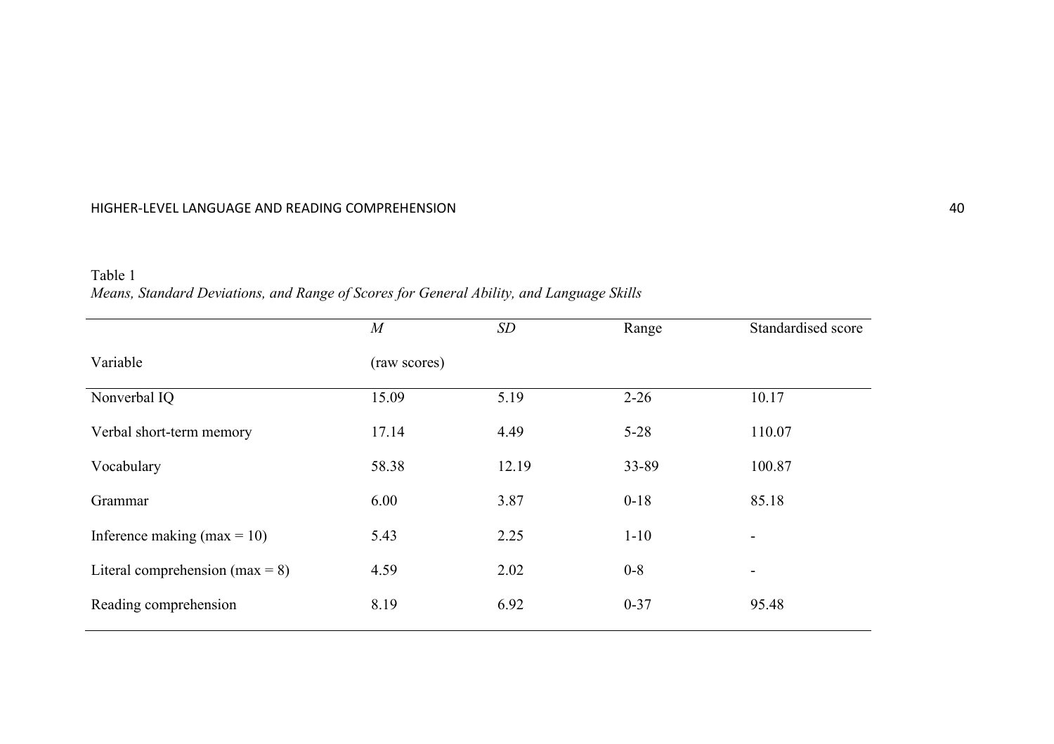Table 1

*Means, Standard Deviations, and Range of Scores for General Ability, and Language Skills*

| Variable | *M* (raw scores) | *SD* | Range | Standardised score |
|---|---|---|---|---|
| Nonverbal IQ | 15.09 | 5.19 | 2-26 | 10.17 |
| Verbal short-term memory | 17.14 | 4.49 | 5-28 | 110.07 |
| Vocabulary | 58.38 | 12.19 | 33-89 | 100.87 |
| Grammar | 6.00 | 3.87 | 0-18 | 85.18 |
| Inference making (max = 10) | 5.43 | 2.25 | 1-10 | - |
| Literal comprehension (max = 8) | 4.59 | 2.02 | 0-8 | - |
| Reading comprehension | 8.19 | 6.92 | 0-37 | 95.48 |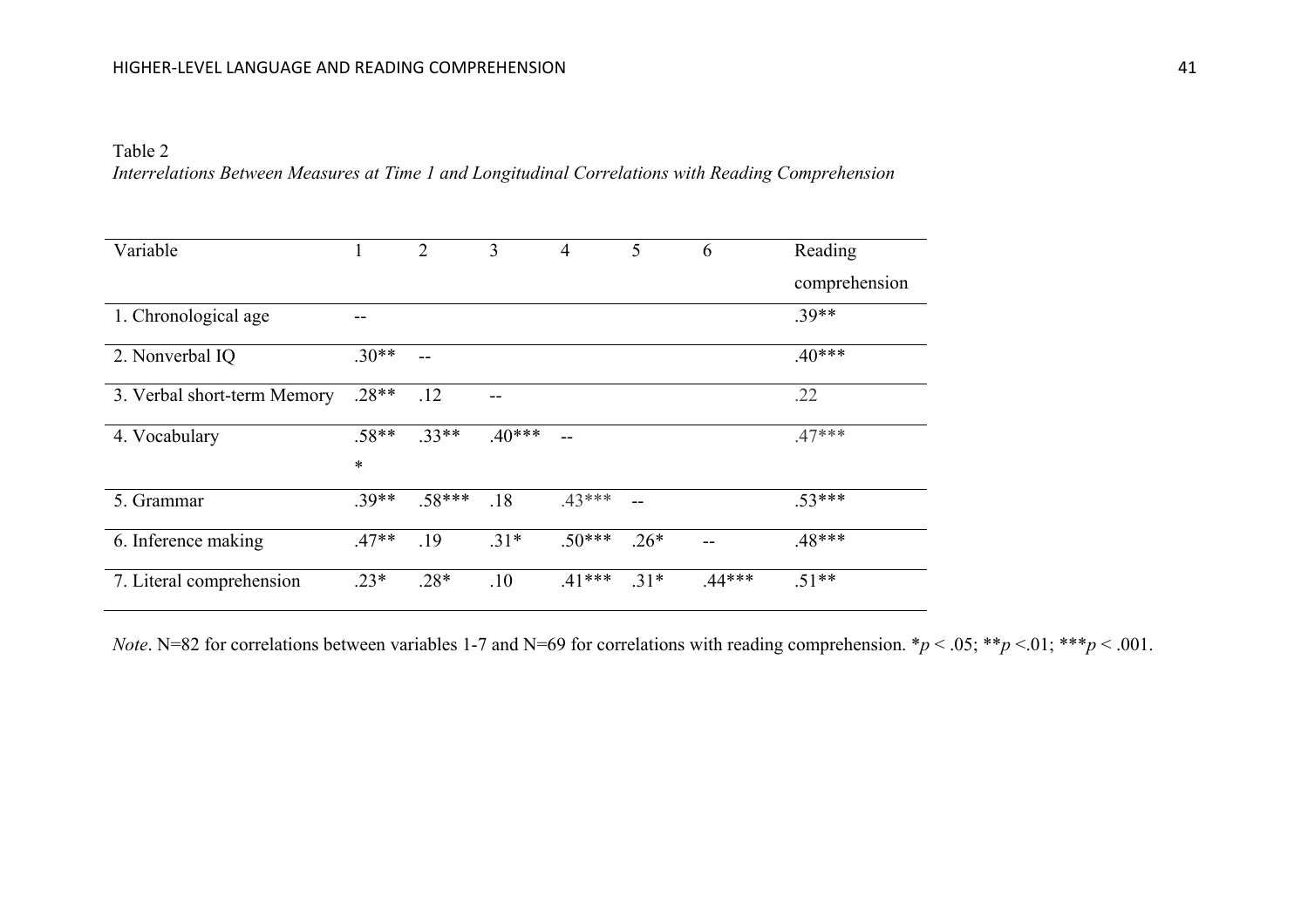Table 2

*Interrelations Between Measures at Time 1 and Longitudinal Correlations with Reading Comprehension*

| Variable | 1 | 2 | 3 | 4 | 5 | 6 | Reading comprehension |
|---|---|---|---|---|---|---|---|
| 1. Chronological age | -- | | | | | | .39** |
| 2. Nonverbal IQ | .30** | -- | | | | | .40*** |
| 3. Verbal short-term Memory | .28** | .12 | -- | | | | .22 |
| 4. Vocabulary | .58*** | .33** | .40*** | -- | | | .47*** |
| 5. Grammar | .39** | .58*** | .18 | .43*** | -- | | .53*** |
| 6. Inference making | .47** | .19 | .31* | .50*** | .26* | -- | .48*** |
| 7. Literal comprehension | .23* | .28* | .10 | .41*** | .31* | .44*** | .51** |

*Note*. N=82 for correlations between variables 1-7 and N=69 for correlations with reading comprehension. *$p < .05$; **$p < .01$; ***$p < .001$.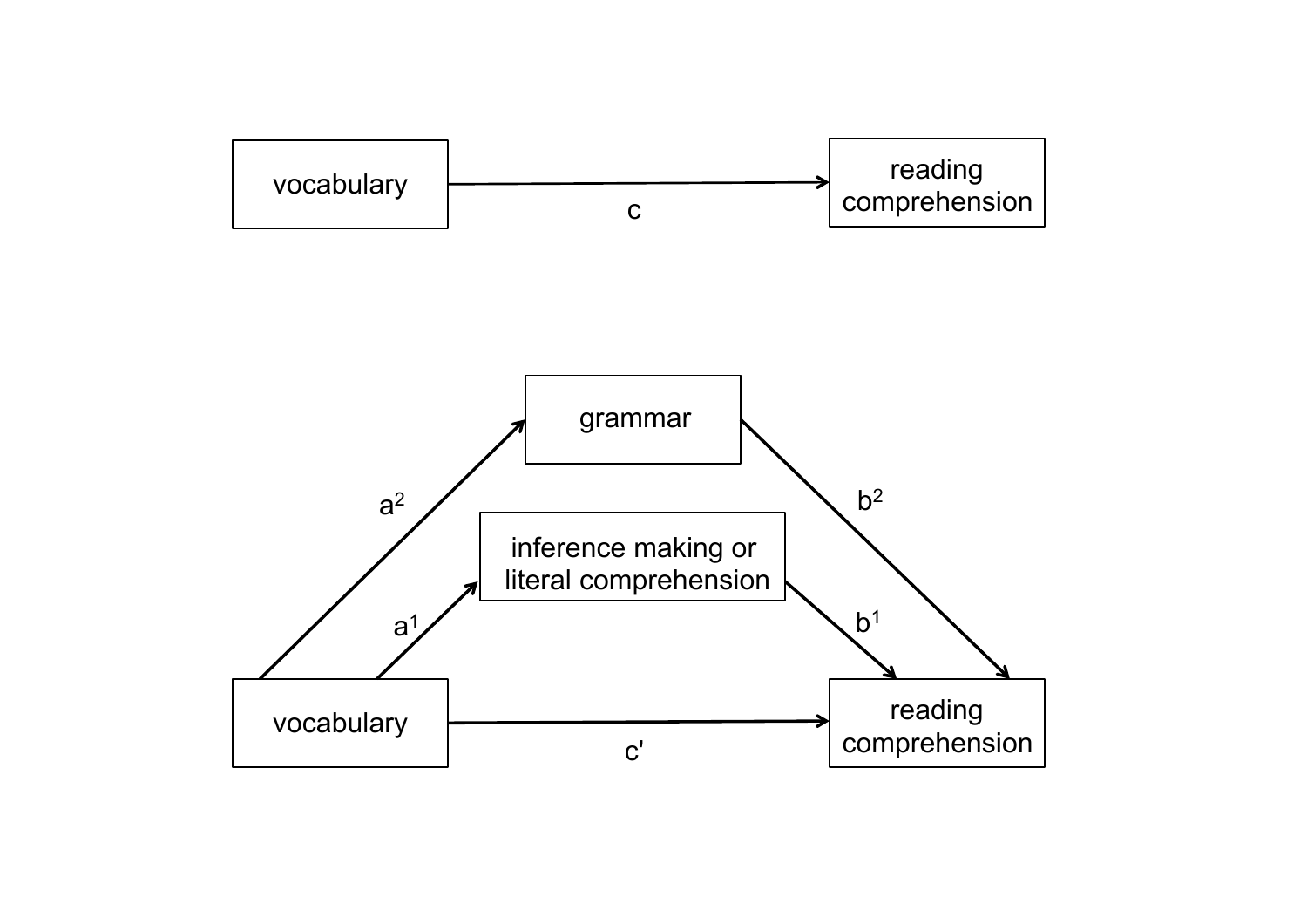vocabulary

c

reading comprehension

grammar

$a^2$

$b^2$

inference making or literal comprehension

$a^1$

$b^1$

vocabulary

c'

reading comprehension